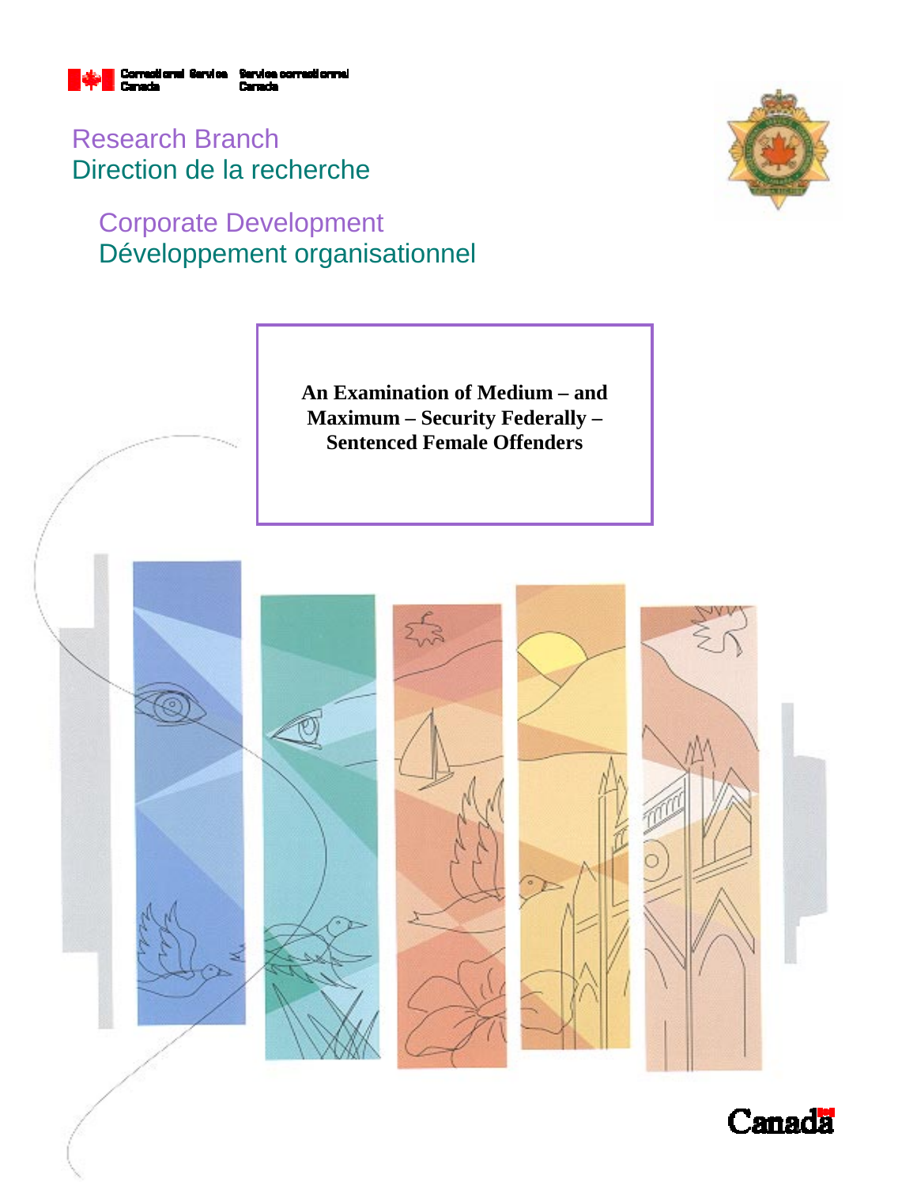Correctional Service Canada / Service correctionnel Canada

Research Branch
Direction de la recherche

Corporate Development
Développement organisationnel

# An Examination of Medium – and Maximum – Security Federally – Sentenced Female Offenders

Canada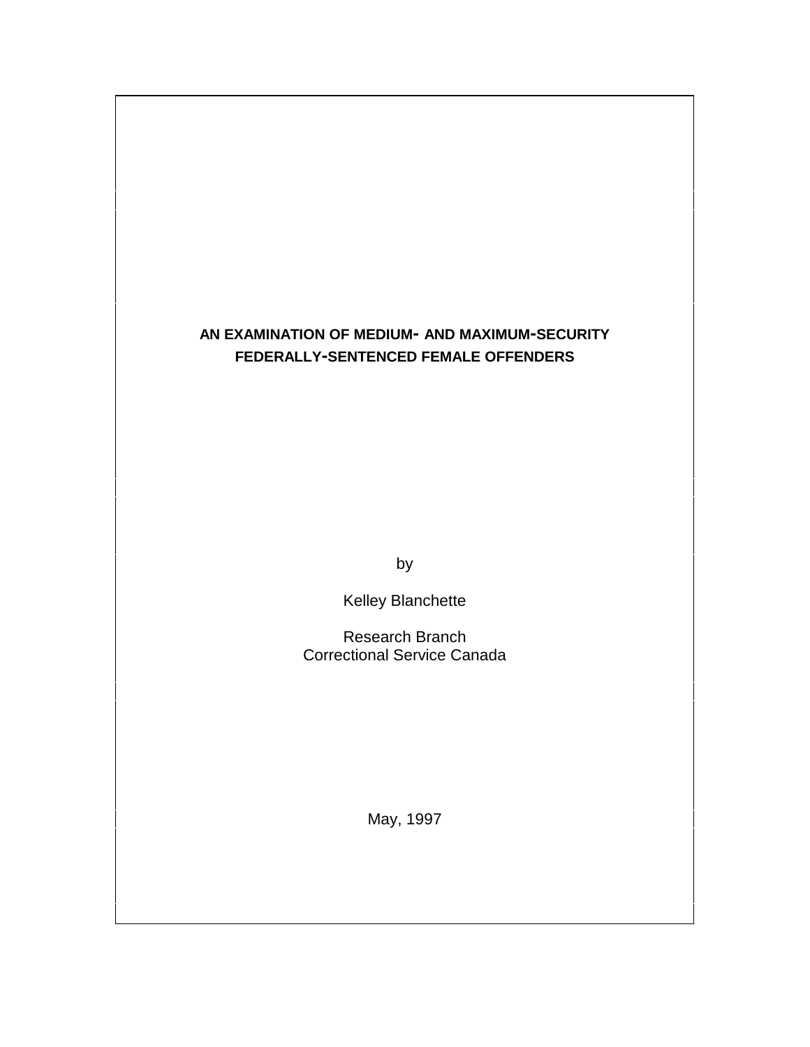# AN EXAMINATION OF MEDIUM- AND MAXIMUM-SECURITY FEDERALLY-SENTENCED FEMALE OFFENDERS

by

Kelley Blanchette

Research Branch
Correctional Service Canada

May, 1997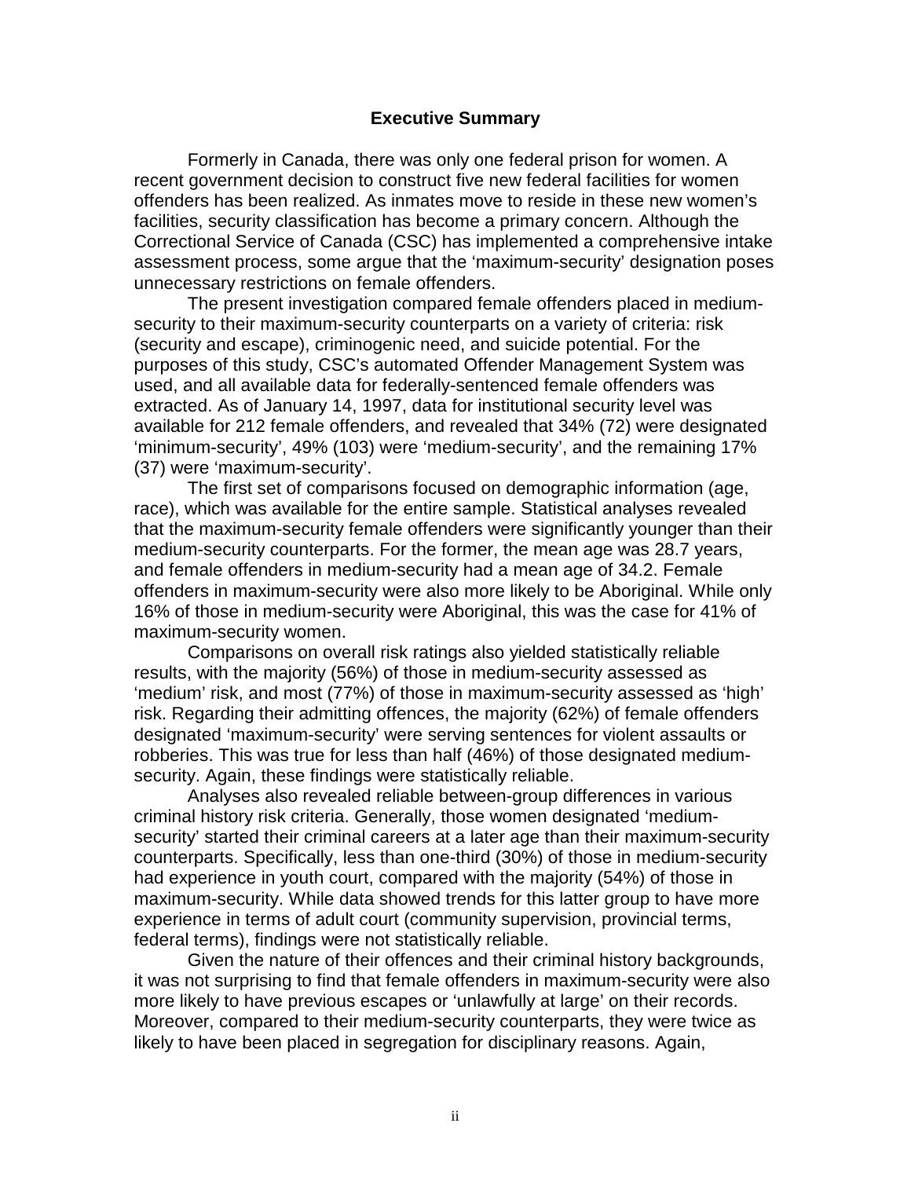## Executive Summary

Formerly in Canada, there was only one federal prison for women. A recent government decision to construct five new federal facilities for women offenders has been realized. As inmates move to reside in these new women's facilities, security classification has become a primary concern. Although the Correctional Service of Canada (CSC) has implemented a comprehensive intake assessment process, some argue that the 'maximum-security' designation poses unnecessary restrictions on female offenders.

The present investigation compared female offenders placed in medium-security to their maximum-security counterparts on a variety of criteria: risk (security and escape), criminogenic need, and suicide potential. For the purposes of this study, CSC's automated Offender Management System was used, and all available data for federally-sentenced female offenders was extracted. As of January 14, 1997, data for institutional security level was available for 212 female offenders, and revealed that 34% (72) were designated 'minimum-security', 49% (103) were 'medium-security', and the remaining 17% (37) were 'maximum-security'.

The first set of comparisons focused on demographic information (age, race), which was available for the entire sample. Statistical analyses revealed that the maximum-security female offenders were significantly younger than their medium-security counterparts. For the former, the mean age was 28.7 years, and female offenders in medium-security had a mean age of 34.2. Female offenders in maximum-security were also more likely to be Aboriginal. While only 16% of those in medium-security were Aboriginal, this was the case for 41% of maximum-security women.

Comparisons on overall risk ratings also yielded statistically reliable results, with the majority (56%) of those in medium-security assessed as 'medium' risk, and most (77%) of those in maximum-security assessed as 'high' risk. Regarding their admitting offences, the majority (62%) of female offenders designated 'maximum-security' were serving sentences for violent assaults or robberies. This was true for less than half (46%) of those designated medium-security. Again, these findings were statistically reliable.

Analyses also revealed reliable between-group differences in various criminal history risk criteria. Generally, those women designated 'medium-security' started their criminal careers at a later age than their maximum-security counterparts. Specifically, less than one-third (30%) of those in medium-security had experience in youth court, compared with the majority (54%) of those in maximum-security. While data showed trends for this latter group to have more experience in terms of adult court (community supervision, provincial terms, federal terms), findings were not statistically reliable.

Given the nature of their offences and their criminal history backgrounds, it was not surprising to find that female offenders in maximum-security were also more likely to have previous escapes or 'unlawfully at large' on their records. Moreover, compared to their medium-security counterparts, they were twice as likely to have been placed in segregation for disciplinary reasons. Again,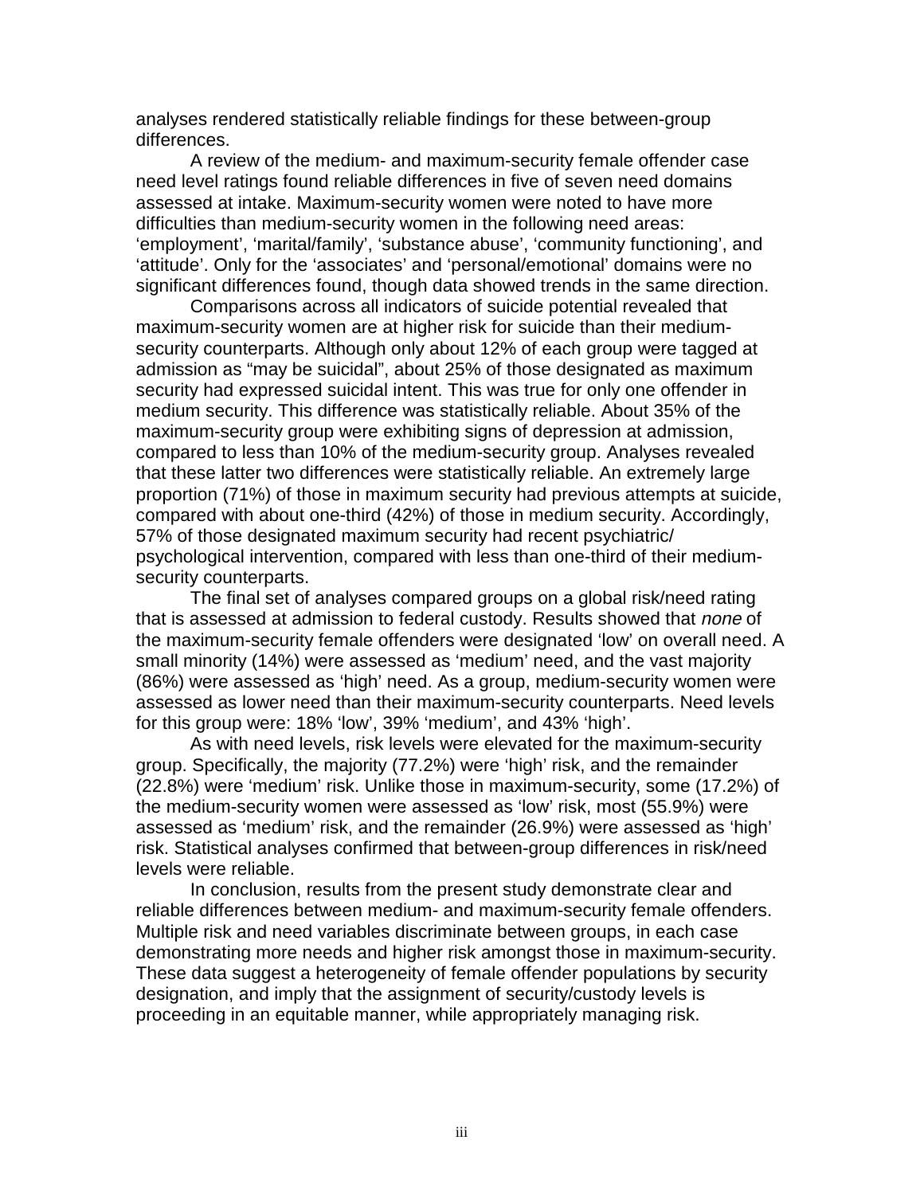analyses rendered statistically reliable findings for these between-group differences.

A review of the medium- and maximum-security female offender case need level ratings found reliable differences in five of seven need domains assessed at intake. Maximum-security women were noted to have more difficulties than medium-security women in the following need areas: ‘employment’, ‘marital/family’, ‘substance abuse’, ‘community functioning’, and ‘attitude’. Only for the ‘associates’ and ‘personal/emotional’ domains were no significant differences found, though data showed trends in the same direction.

Comparisons across all indicators of suicide potential revealed that maximum-security women are at higher risk for suicide than their medium-security counterparts. Although only about 12% of each group were tagged at admission as “may be suicidal”, about 25% of those designated as maximum security had expressed suicidal intent. This was true for only one offender in medium security. This difference was statistically reliable. About 35% of the maximum-security group were exhibiting signs of depression at admission, compared to less than 10% of the medium-security group. Analyses revealed that these latter two differences were statistically reliable. An extremely large proportion (71%) of those in maximum security had previous attempts at suicide, compared with about one-third (42%) of those in medium security. Accordingly, 57% of those designated maximum security had recent psychiatric/ psychological intervention, compared with less than one-third of their medium-security counterparts.

The final set of analyses compared groups on a global risk/need rating that is assessed at admission to federal custody. Results showed that *none* of the maximum-security female offenders were designated ‘low’ on overall need. A small minority (14%) were assessed as ‘medium’ need, and the vast majority (86%) were assessed as ‘high’ need. As a group, medium-security women were assessed as lower need than their maximum-security counterparts. Need levels for this group were: 18% ‘low’, 39% ‘medium’, and 43% ‘high’.

As with need levels, risk levels were elevated for the maximum-security group. Specifically, the majority (77.2%) were ‘high’ risk, and the remainder (22.8%) were ‘medium’ risk. Unlike those in maximum-security, some (17.2%) of the medium-security women were assessed as ‘low’ risk, most (55.9%) were assessed as ‘medium’ risk, and the remainder (26.9%) were assessed as ‘high’ risk. Statistical analyses confirmed that between-group differences in risk/need levels were reliable.

In conclusion, results from the present study demonstrate clear and reliable differences between medium- and maximum-security female offenders. Multiple risk and need variables discriminate between groups, in each case demonstrating more needs and higher risk amongst those in maximum-security. These data suggest a heterogeneity of female offender populations by security designation, and imply that the assignment of security/custody levels is proceeding in an equitable manner, while appropriately managing risk.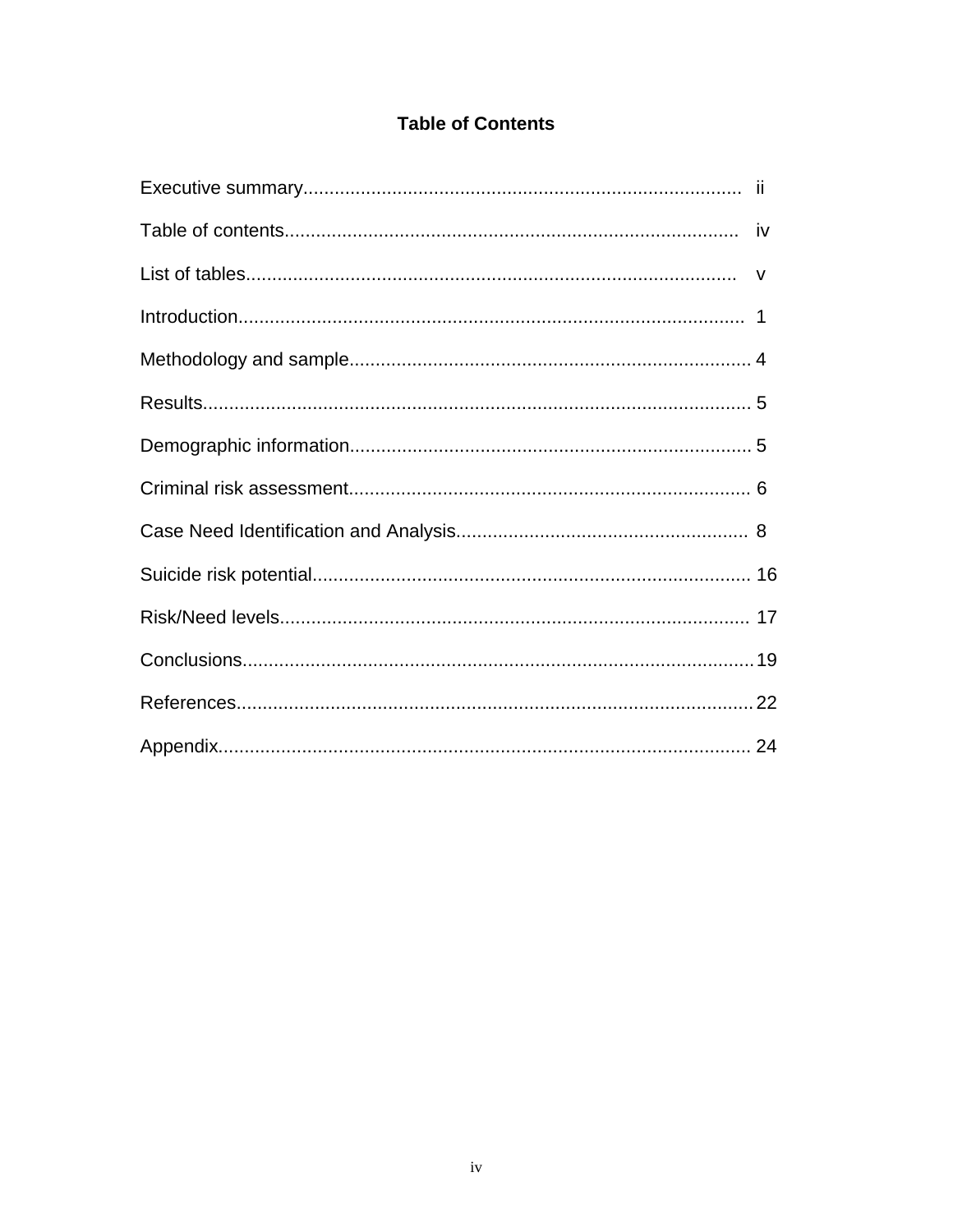# Table of Contents

Executive summary.................................................................................... ii

Table of contents....................................................................................... iv

List of tables.............................................................................................. v

Introduction................................................................................................ 1

Methodology and sample............................................................................ 4

Results........................................................................................................ 5

Demographic information............................................................................ 5

Criminal risk assessment............................................................................ 6

Case Need Identification and Analysis........................................................ 8

Suicide risk potential.................................................................................. 16

Risk/Need levels......................................................................................... 17

Conclusions................................................................................................ 19

References.................................................................................................. 22

Appendix..................................................................................................... 24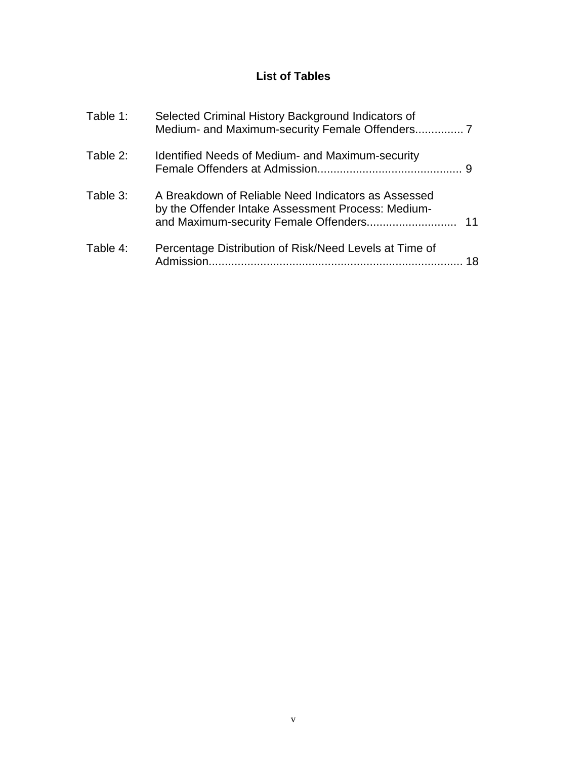## List of Tables

Table 1: Selected Criminal History Background Indicators of Medium- and Maximum-security Female Offenders.............. 7

Table 2: Identified Needs of Medium- and Maximum-security Female Offenders at Admission............................................ 9

Table 3: A Breakdown of Reliable Need Indicators as Assessed by the Offender Intake Assessment Process: Medium- and Maximum-security Female Offenders............................ 11

Table 4: Percentage Distribution of Risk/Need Levels at Time of Admission.............................................................................. 18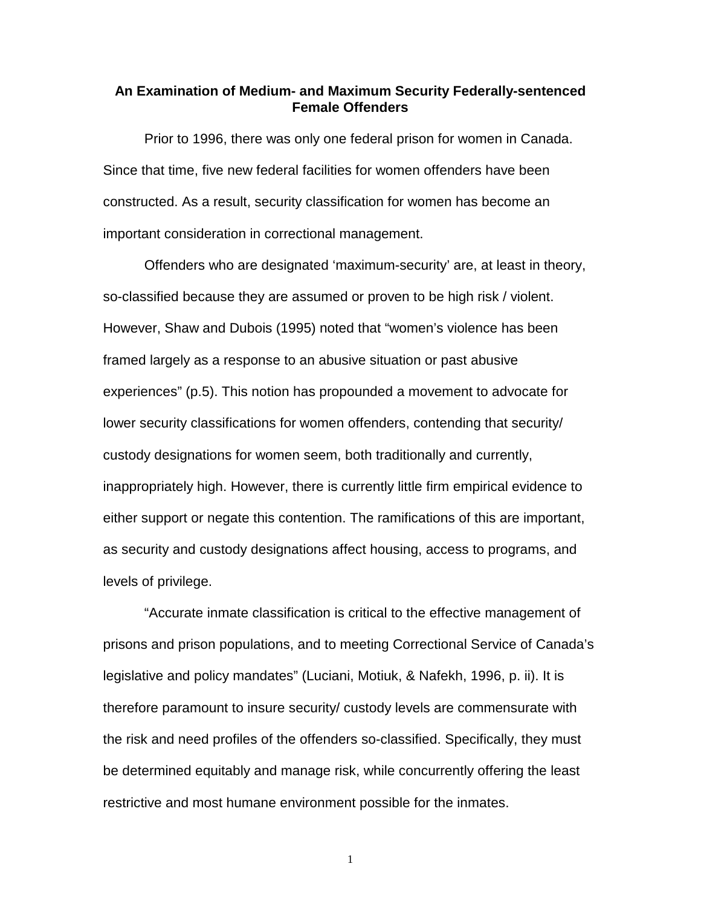## An Examination of Medium- and Maximum Security Federally-sentenced Female Offenders

Prior to 1996, there was only one federal prison for women in Canada. Since that time, five new federal facilities for women offenders have been constructed. As a result, security classification for women has become an important consideration in correctional management.

Offenders who are designated 'maximum-security' are, at least in theory, so-classified because they are assumed or proven to be high risk / violent. However, Shaw and Dubois (1995) noted that "women's violence has been framed largely as a response to an abusive situation or past abusive experiences" (p.5). This notion has propounded a movement to advocate for lower security classifications for women offenders, contending that security/ custody designations for women seem, both traditionally and currently, inappropriately high. However, there is currently little firm empirical evidence to either support or negate this contention. The ramifications of this are important, as security and custody designations affect housing, access to programs, and levels of privilege.

"Accurate inmate classification is critical to the effective management of prisons and prison populations, and to meeting Correctional Service of Canada's legislative and policy mandates" (Luciani, Motiuk, & Nafekh, 1996, p. ii). It is therefore paramount to insure security/ custody levels are commensurate with the risk and need profiles of the offenders so-classified. Specifically, they must be determined equitably and manage risk, while concurrently offering the least restrictive and most humane environment possible for the inmates.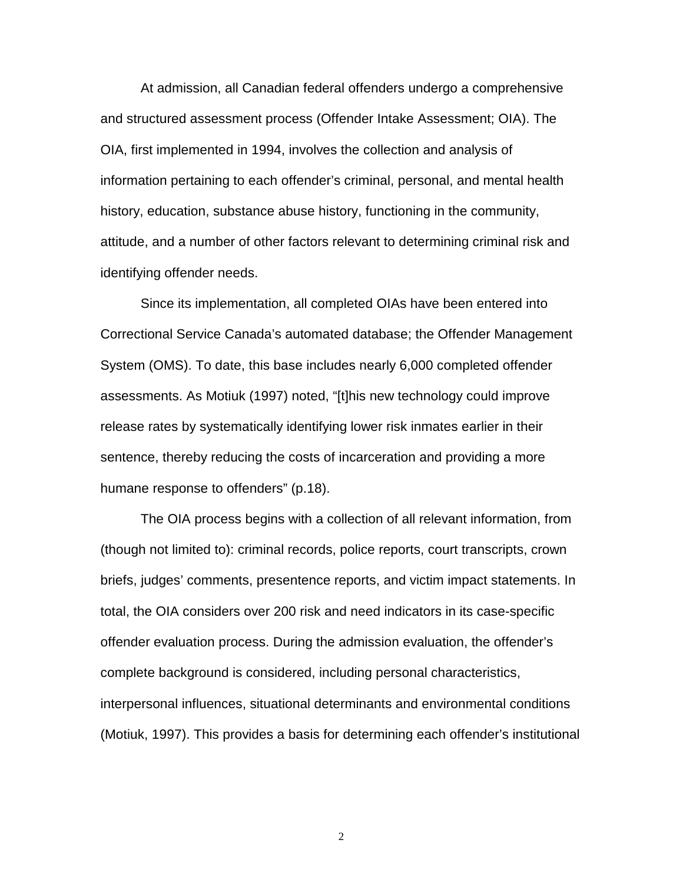At admission, all Canadian federal offenders undergo a comprehensive and structured assessment process (Offender Intake Assessment; OIA). The OIA, first implemented in 1994, involves the collection and analysis of information pertaining to each offender's criminal, personal, and mental health history, education, substance abuse history, functioning in the community, attitude, and a number of other factors relevant to determining criminal risk and identifying offender needs.

Since its implementation, all completed OIAs have been entered into Correctional Service Canada's automated database; the Offender Management System (OMS). To date, this base includes nearly 6,000 completed offender assessments. As Motiuk (1997) noted, "[t]his new technology could improve release rates by systematically identifying lower risk inmates earlier in their sentence, thereby reducing the costs of incarceration and providing a more humane response to offenders" (p.18).

The OIA process begins with a collection of all relevant information, from (though not limited to): criminal records, police reports, court transcripts, crown briefs, judges' comments, presentence reports, and victim impact statements. In total, the OIA considers over 200 risk and need indicators in its case-specific offender evaluation process. During the admission evaluation, the offender's complete background is considered, including personal characteristics, interpersonal influences, situational determinants and environmental conditions (Motiuk, 1997). This provides a basis for determining each offender's institutional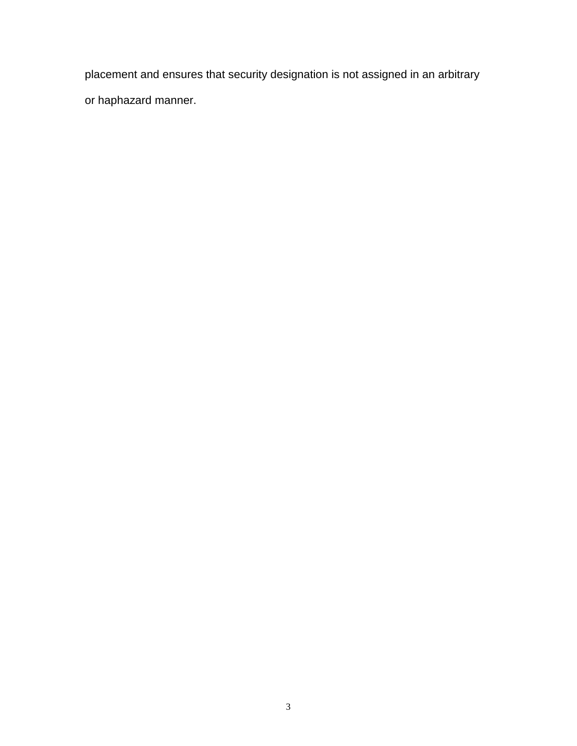placement and ensures that security designation is not assigned in an arbitrary or haphazard manner.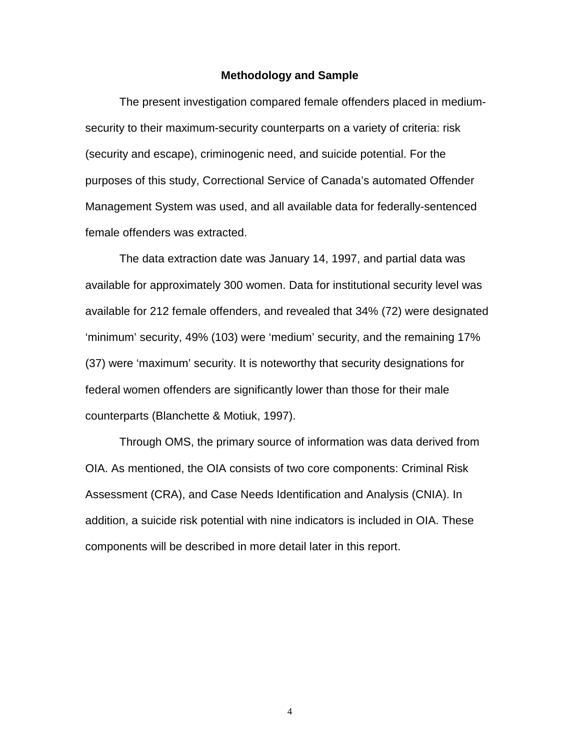## Methodology and Sample

The present investigation compared female offenders placed in medium-security to their maximum-security counterparts on a variety of criteria: risk (security and escape), criminogenic need, and suicide potential. For the purposes of this study, Correctional Service of Canada's automated Offender Management System was used, and all available data for federally-sentenced female offenders was extracted.

The data extraction date was January 14, 1997, and partial data was available for approximately 300 women. Data for institutional security level was available for 212 female offenders, and revealed that 34% (72) were designated 'minimum' security, 49% (103) were 'medium' security, and the remaining 17% (37) were 'maximum' security. It is noteworthy that security designations for federal women offenders are significantly lower than those for their male counterparts (Blanchette & Motiuk, 1997).

Through OMS, the primary source of information was data derived from OIA. As mentioned, the OIA consists of two core components: Criminal Risk Assessment (CRA), and Case Needs Identification and Analysis (CNIA). In addition, a suicide risk potential with nine indicators is included in OIA. These components will be described in more detail later in this report.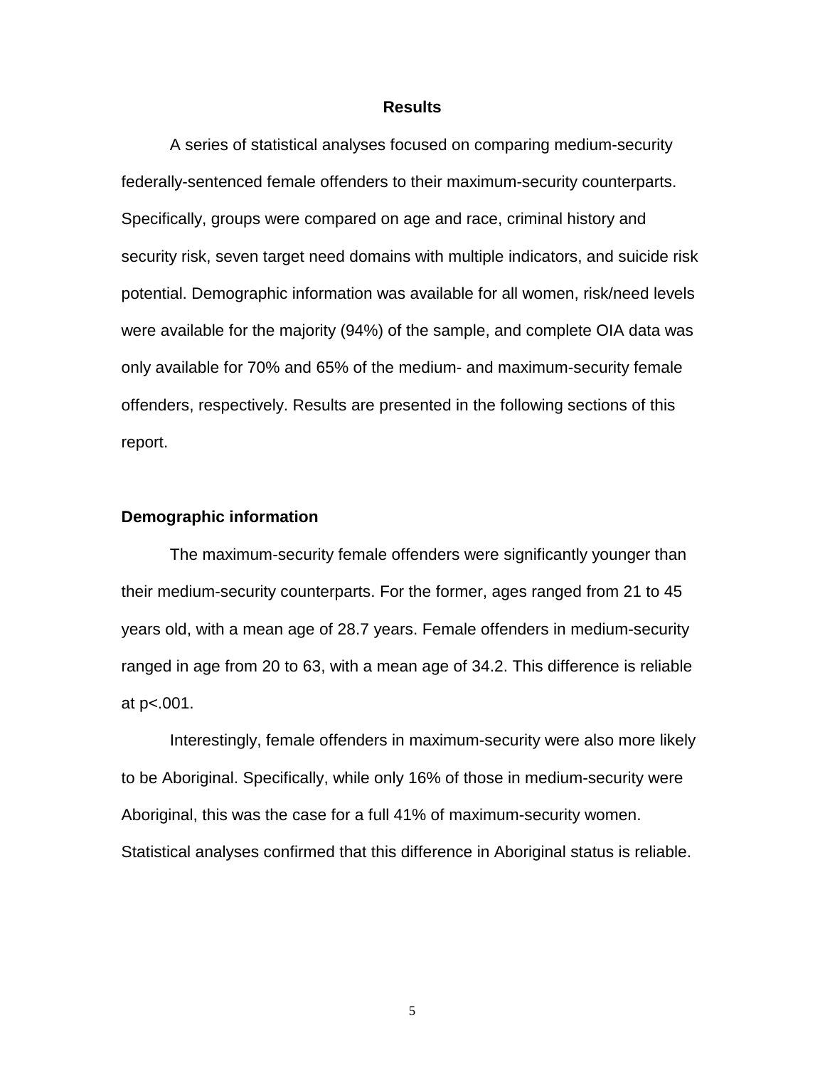# Results

A series of statistical analyses focused on comparing medium-security federally-sentenced female offenders to their maximum-security counterparts. Specifically, groups were compared on age and race, criminal history and security risk, seven target need domains with multiple indicators, and suicide risk potential. Demographic information was available for all women, risk/need levels were available for the majority (94%) of the sample, and complete OIA data was only available for 70% and 65% of the medium- and maximum-security female offenders, respectively. Results are presented in the following sections of this report.

## Demographic information

The maximum-security female offenders were significantly younger than their medium-security counterparts. For the former, ages ranged from 21 to 45 years old, with a mean age of 28.7 years. Female offenders in medium-security ranged in age from 20 to 63, with a mean age of 34.2. This difference is reliable at $p<.001$.

Interestingly, female offenders in maximum-security were also more likely to be Aboriginal. Specifically, while only 16% of those in medium-security were Aboriginal, this was the case for a full 41% of maximum-security women. Statistical analyses confirmed that this difference in Aboriginal status is reliable.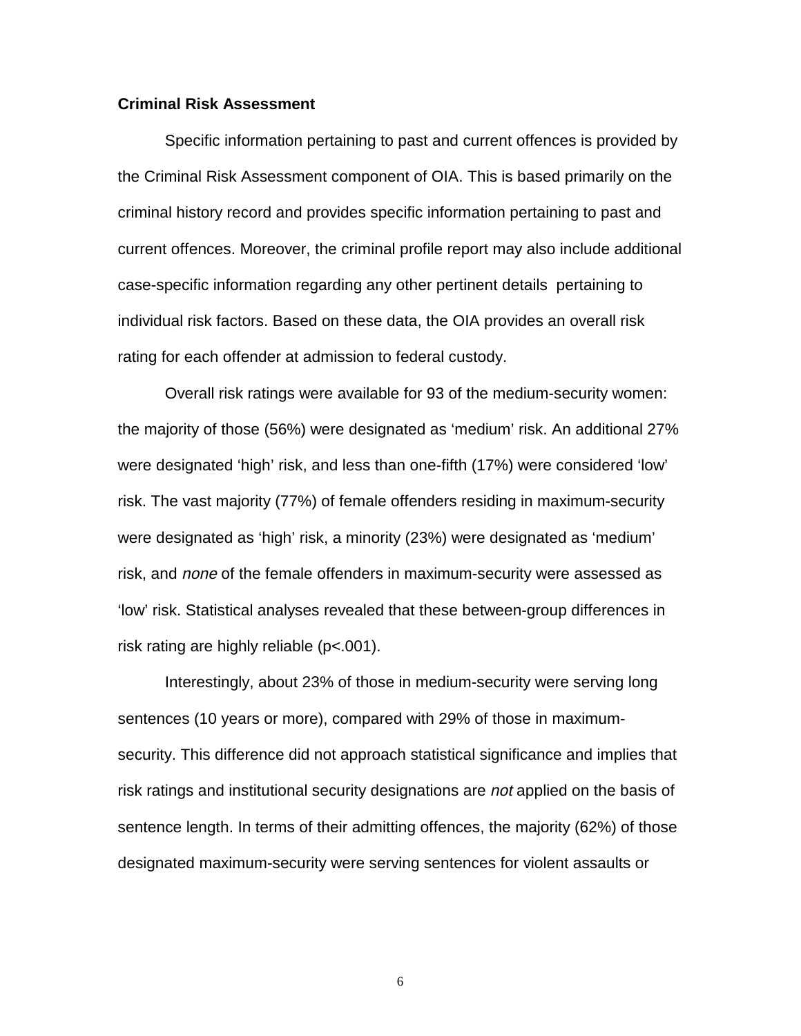**Criminal Risk Assessment**

Specific information pertaining to past and current offences is provided by the Criminal Risk Assessment component of OIA. This is based primarily on the criminal history record and provides specific information pertaining to past and current offences. Moreover, the criminal profile report may also include additional case-specific information regarding any other pertinent details pertaining to individual risk factors. Based on these data, the OIA provides an overall risk rating for each offender at admission to federal custody.

Overall risk ratings were available for 93 of the medium-security women: the majority of those (56%) were designated as 'medium' risk. An additional 27% were designated 'high' risk, and less than one-fifth (17%) were considered 'low' risk. The vast majority (77%) of female offenders residing in maximum-security were designated as 'high' risk, a minority (23%) were designated as 'medium' risk, and *none* of the female offenders in maximum-security were assessed as 'low' risk. Statistical analyses revealed that these between-group differences in risk rating are highly reliable ($p<.001$).

Interestingly, about 23% of those in medium-security were serving long sentences (10 years or more), compared with 29% of those in maximum-security. This difference did not approach statistical significance and implies that risk ratings and institutional security designations are *not* applied on the basis of sentence length. In terms of their admitting offences, the majority (62%) of those designated maximum-security were serving sentences for violent assaults or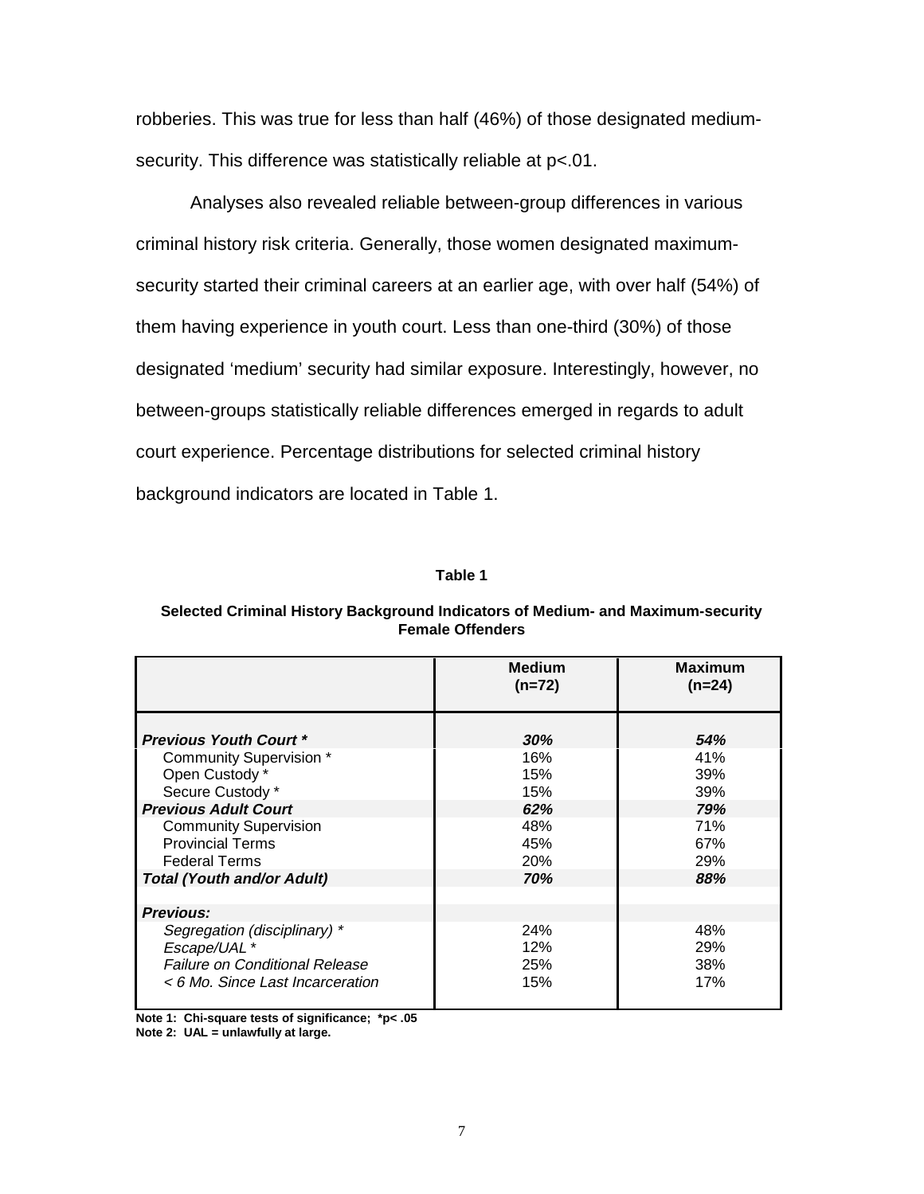robberies. This was true for less than half (46%) of those designated medium-security. This difference was statistically reliable at $p<.01$.

Analyses also revealed reliable between-group differences in various criminal history risk criteria. Generally, those women designated maximum-security started their criminal careers at an earlier age, with over half (54%) of them having experience in youth court. Less than one-third (30%) of those designated 'medium' security had similar exposure. Interestingly, however, no between-groups statistically reliable differences emerged in regards to adult court experience. Percentage distributions for selected criminal history background indicators are located in Table 1.

**Table 1**

**Selected Criminal History Background Indicators of Medium- and Maximum-security Female Offenders**

| | **Medium (n=72)** | **Maximum (n=24)** |
|---|---|---|
| ***Previous Youth Court **** | ***30%*** | ***54%*** |
| Community Supervision * | 16% | 41% |
| Open Custody * | 15% | 39% |
| Secure Custody * | 15% | 39% |
| ***Previous Adult Court*** | ***62%*** | ***79%*** |
| Community Supervision | 48% | 71% |
| Provincial Terms | 45% | 67% |
| Federal Terms | 20% | 29% |
| ***Total (Youth and/or Adult)*** | ***70%*** | ***88%*** |
| ***Previous:*** | | |
| *Segregation (disciplinary) ** | 24% | 48% |
| *Escape/UAL ** | 12% | 29% |
| *Failure on Conditional Release* | 25% | 38% |
| *< 6 Mo. Since Last Incarceration* | 15% | 17% |

**Note 1: Chi-square tests of significance; *$p< .05$**
**Note 2: UAL = unlawfully at large.**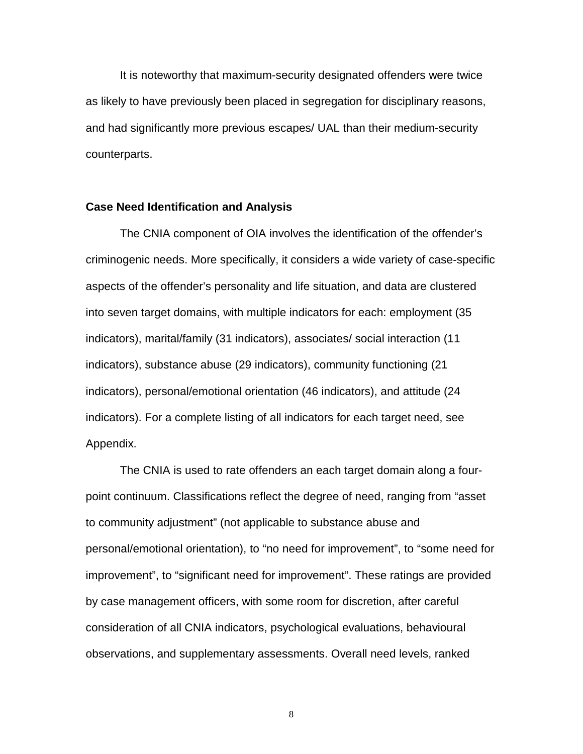It is noteworthy that maximum-security designated offenders were twice as likely to have previously been placed in segregation for disciplinary reasons, and had significantly more previous escapes/ UAL than their medium-security counterparts.

**Case Need Identification and Analysis**

The CNIA component of OIA involves the identification of the offender's criminogenic needs. More specifically, it considers a wide variety of case-specific aspects of the offender's personality and life situation, and data are clustered into seven target domains, with multiple indicators for each: employment (35 indicators), marital/family (31 indicators), associates/ social interaction (11 indicators), substance abuse (29 indicators), community functioning (21 indicators), personal/emotional orientation (46 indicators), and attitude (24 indicators). For a complete listing of all indicators for each target need, see Appendix.

The CNIA is used to rate offenders an each target domain along a four-point continuum. Classifications reflect the degree of need, ranging from "asset to community adjustment" (not applicable to substance abuse and personal/emotional orientation), to "no need for improvement", to "some need for improvement", to "significant need for improvement". These ratings are provided by case management officers, with some room for discretion, after careful consideration of all CNIA indicators, psychological evaluations, behavioural observations, and supplementary assessments. Overall need levels, ranked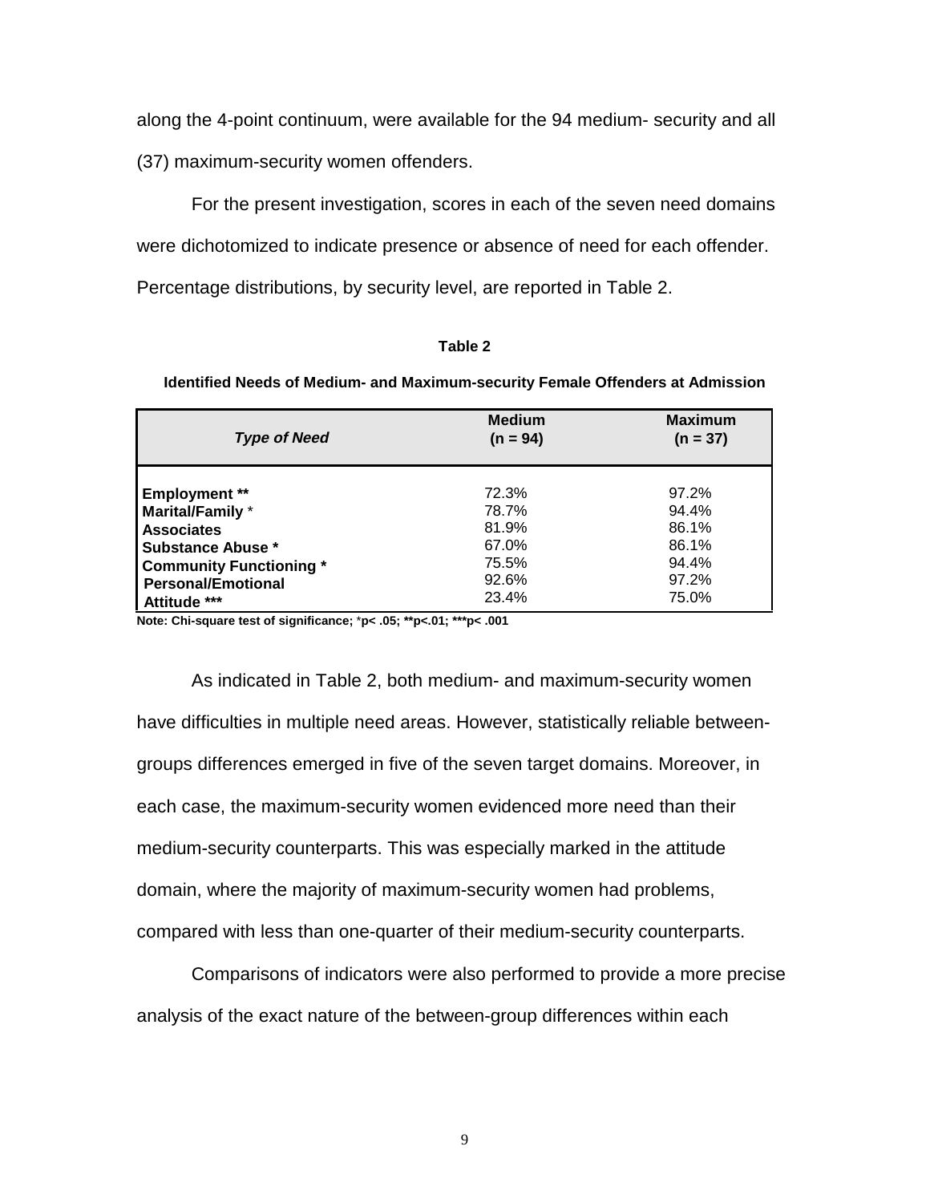along the 4-point continuum, were available for the 94 medium- security and all (37) maximum-security women offenders.

For the present investigation, scores in each of the seven need domains were dichotomized to indicate presence or absence of need for each offender. Percentage distributions, by security level, are reported in Table 2.

**Table 2**

**Identified Needs of Medium- and Maximum-security Female Offenders at Admission**

| *Type of Need* | Medium (n = 94) | Maximum (n = 37) |
|---|---|---|
| **Employment \*\*** | 72.3% | 97.2% |
| **Marital/Family** * | 78.7% | 94.4% |
| **Associates** | 81.9% | 86.1% |
| **Substance Abuse \*** | 67.0% | 86.1% |
| **Community Functioning \*** | 75.5% | 94.4% |
| **Personal/Emotional** | 92.6% | 97.2% |
| **Attitude \*\*\*** | 23.4% | 75.0% |

**Note: Chi-square test of significance; *p< .05; **p<.01; ***p< .001**

As indicated in Table 2, both medium- and maximum-security women have difficulties in multiple need areas. However, statistically reliable between-groups differences emerged in five of the seven target domains. Moreover, in each case, the maximum-security women evidenced more need than their medium-security counterparts. This was especially marked in the attitude domain, where the majority of maximum-security women had problems, compared with less than one-quarter of their medium-security counterparts.

Comparisons of indicators were also performed to provide a more precise analysis of the exact nature of the between-group differences within each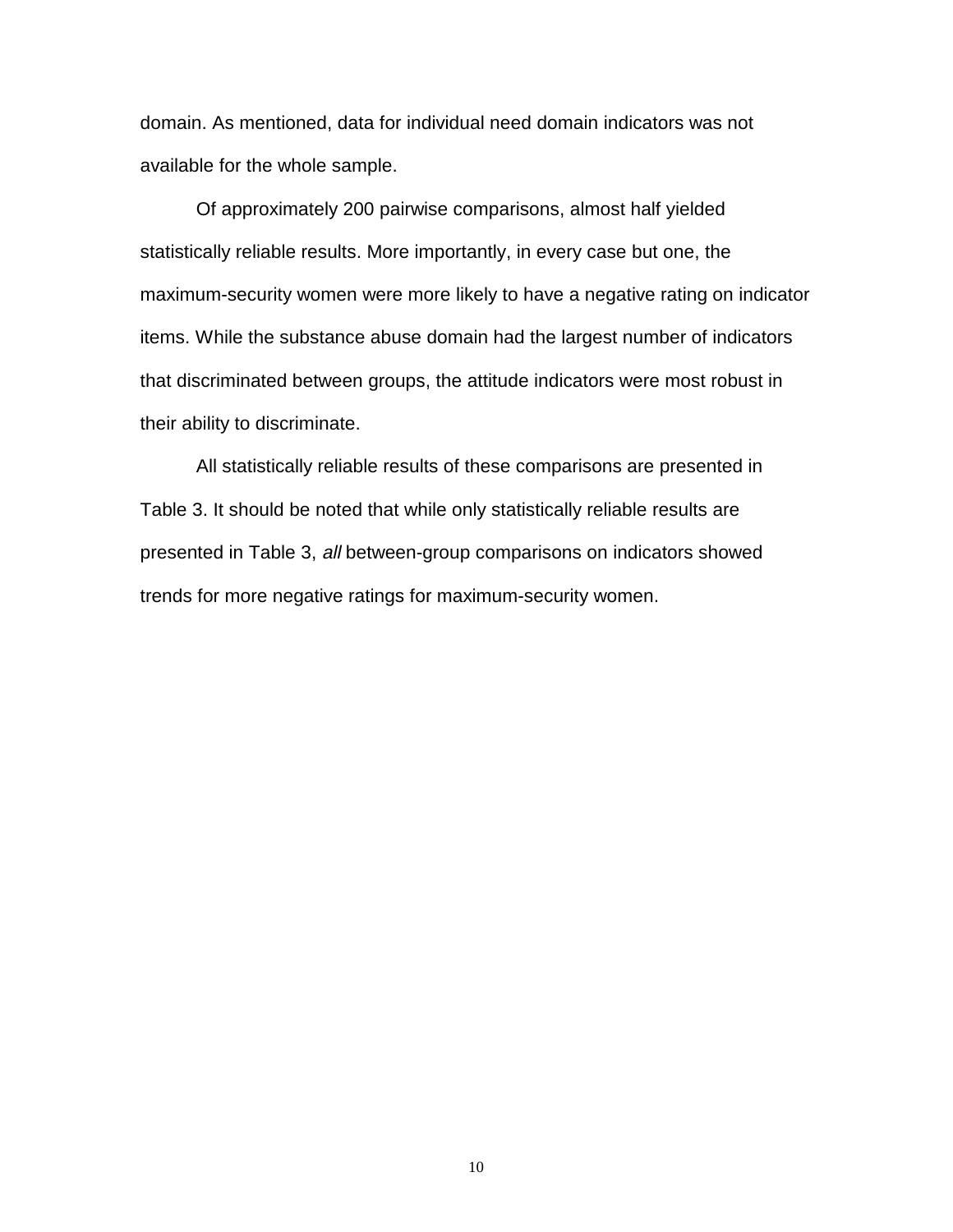domain. As mentioned, data for individual need domain indicators was not available for the whole sample.

Of approximately 200 pairwise comparisons, almost half yielded statistically reliable results. More importantly, in every case but one, the maximum-security women were more likely to have a negative rating on indicator items. While the substance abuse domain had the largest number of indicators that discriminated between groups, the attitude indicators were most robust in their ability to discriminate.

All statistically reliable results of these comparisons are presented in Table 3. It should be noted that while only statistically reliable results are presented in Table 3, *all* between-group comparisons on indicators showed trends for more negative ratings for maximum-security women.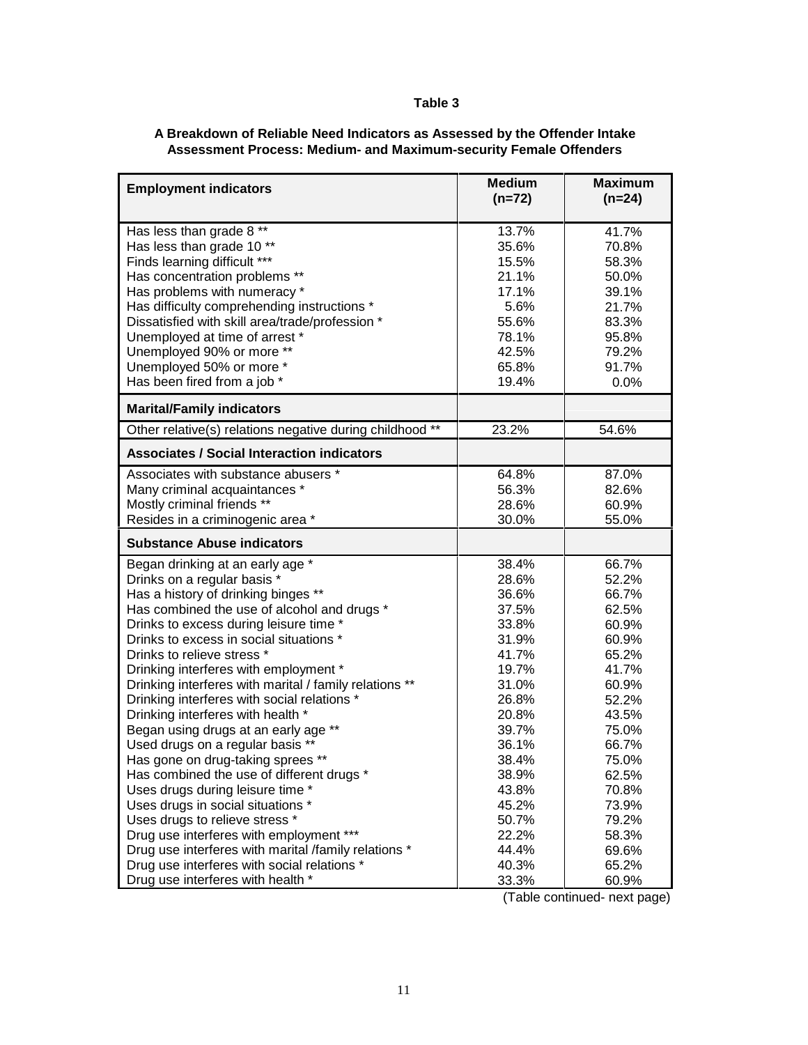**Table 3**

**A Breakdown of Reliable Need Indicators as Assessed by the Offender Intake Assessment Process: Medium- and Maximum-security Female Offenders**

| **Employment indicators** | **Medium (n=72)** | **Maximum (n=24)** |
|---|---|---|
| Has less than grade 8 ** | 13.7% | 41.7% |
| Has less than grade 10 ** | 35.6% | 70.8% |
| Finds learning difficult *** | 15.5% | 58.3% |
| Has concentration problems ** | 21.1% | 50.0% |
| Has problems with numeracy * | 17.1% | 39.1% |
| Has difficulty comprehending instructions * | 5.6% | 21.7% |
| Dissatisfied with skill area/trade/profession * | 55.6% | 83.3% |
| Unemployed at time of arrest * | 78.1% | 95.8% |
| Unemployed 90% or more ** | 42.5% | 79.2% |
| Unemployed 50% or more * | 65.8% | 91.7% |
| Has been fired from a job * | 19.4% | 0.0% |
| **Marital/Family indicators** | | |
| Other relative(s) relations negative during childhood ** | 23.2% | 54.6% |
| **Associates / Social Interaction indicators** | | |
| Associates with substance abusers * | 64.8% | 87.0% |
| Many criminal acquaintances * | 56.3% | 82.6% |
| Mostly criminal friends ** | 28.6% | 60.9% |
| Resides in a criminogenic area * | 30.0% | 55.0% |
| **Substance Abuse indicators** | | |
| Began drinking at an early age * | 38.4% | 66.7% |
| Drinks on a regular basis * | 28.6% | 52.2% |
| Has a history of drinking binges ** | 36.6% | 66.7% |
| Has combined the use of alcohol and drugs * | 37.5% | 62.5% |
| Drinks to excess during leisure time * | 33.8% | 60.9% |
| Drinks to excess in social situations * | 31.9% | 60.9% |
| Drinks to relieve stress * | 41.7% | 65.2% |
| Drinking interferes with employment * | 19.7% | 41.7% |
| Drinking interferes with marital / family relations ** | 31.0% | 60.9% |
| Drinking interferes with social relations * | 26.8% | 52.2% |
| Drinking interferes with health * | 20.8% | 43.5% |
| Began using drugs at an early age ** | 39.7% | 75.0% |
| Used drugs on a regular basis ** | 36.1% | 66.7% |
| Has gone on drug-taking sprees ** | 38.4% | 75.0% |
| Has combined the use of different drugs * | 38.9% | 62.5% |
| Uses drugs during leisure time * | 43.8% | 70.8% |
| Uses drugs in social situations * | 45.2% | 73.9% |
| Uses drugs to relieve stress * | 50.7% | 79.2% |
| Drug use interferes with employment *** | 22.2% | 58.3% |
| Drug use interferes with marital /family relations * | 44.4% | 69.6% |
| Drug use interferes with social relations * | 40.3% | 65.2% |
| Drug use interferes with health * | 33.3% | 60.9% |

(Table continued- next page)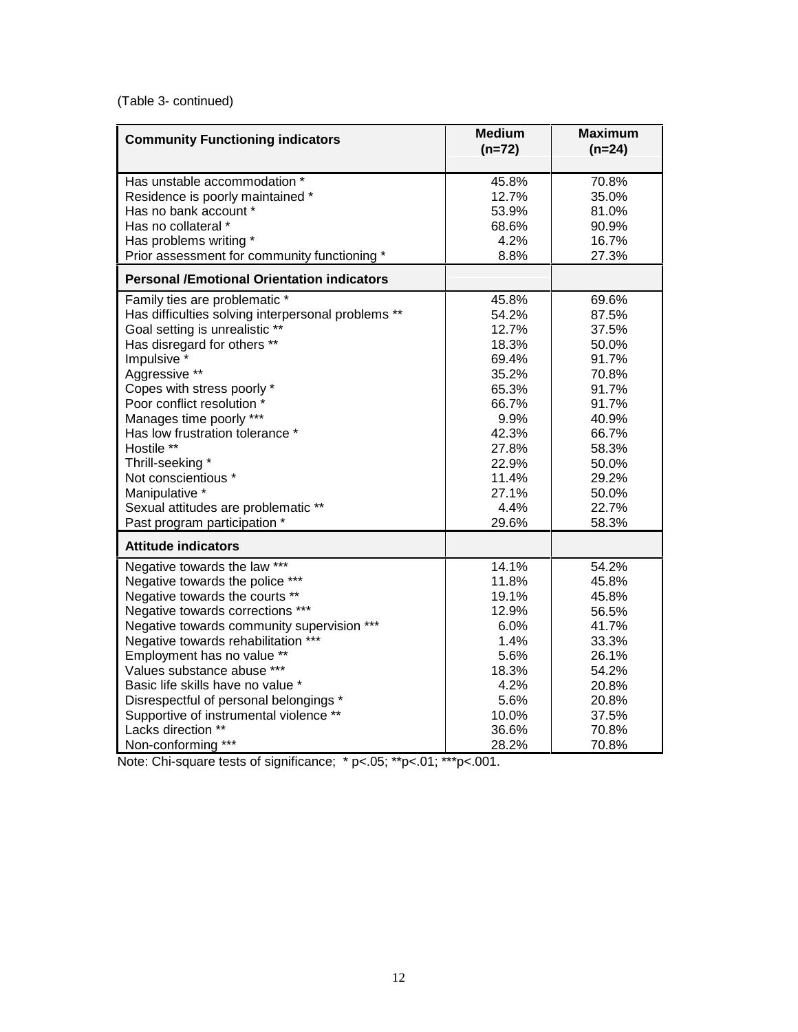(Table 3- continued)

| Community Functioning indicators | Medium (n=72) | Maximum (n=24) |
|---|---|---|
| Has unstable accommodation * | 45.8% | 70.8% |
| Residence is poorly maintained * | 12.7% | 35.0% |
| Has no bank account * | 53.9% | 81.0% |
| Has no collateral * | 68.6% | 90.9% |
| Has problems writing * | 4.2% | 16.7% |
| Prior assessment for community functioning * | 8.8% | 27.3% |
| **Personal /Emotional Orientation indicators** | | |
| Family ties are problematic * | 45.8% | 69.6% |
| Has difficulties solving interpersonal problems ** | 54.2% | 87.5% |
| Goal setting is unrealistic ** | 12.7% | 37.5% |
| Has disregard for others ** | 18.3% | 50.0% |
| Impulsive * | 69.4% | 91.7% |
| Aggressive ** | 35.2% | 70.8% |
| Copes with stress poorly * | 65.3% | 91.7% |
| Poor conflict resolution * | 66.7% | 91.7% |
| Manages time poorly *** | 9.9% | 40.9% |
| Has low frustration tolerance * | 42.3% | 66.7% |
| Hostile ** | 27.8% | 58.3% |
| Thrill-seeking * | 22.9% | 50.0% |
| Not conscientious * | 11.4% | 29.2% |
| Manipulative * | 27.1% | 50.0% |
| Sexual attitudes are problematic ** | 4.4% | 22.7% |
| Past program participation * | 29.6% | 58.3% |
| **Attitude indicators** | | |
| Negative towards the law *** | 14.1% | 54.2% |
| Negative towards the police *** | 11.8% | 45.8% |
| Negative towards the courts ** | 19.1% | 45.8% |
| Negative towards corrections *** | 12.9% | 56.5% |
| Negative towards community supervision *** | 6.0% | 41.7% |
| Negative towards rehabilitation *** | 1.4% | 33.3% |
| Employment has no value ** | 5.6% | 26.1% |
| Values substance abuse *** | 18.3% | 54.2% |
| Basic life skills have no value * | 4.2% | 20.8% |
| Disrespectful of personal belongings * | 5.6% | 20.8% |
| Supportive of instrumental violence ** | 10.0% | 37.5% |
| Lacks direction ** | 36.6% | 70.8% |
| Non-conforming *** | 28.2% | 70.8% |

Note: Chi-square tests of significance; * $p<.05$; ** $p<.01$; *** $p<.001$.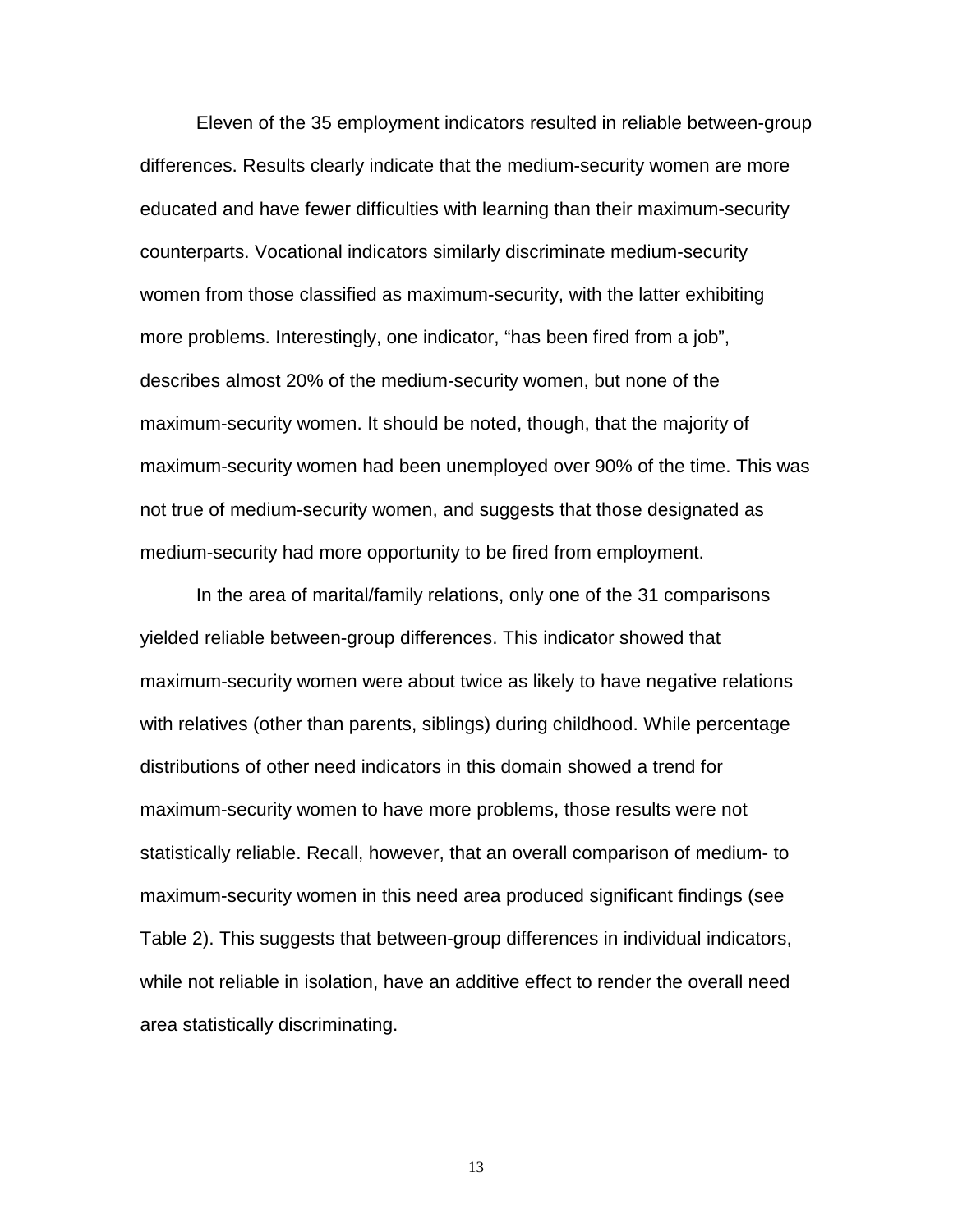Eleven of the 35 employment indicators resulted in reliable between-group differences. Results clearly indicate that the medium-security women are more educated and have fewer difficulties with learning than their maximum-security counterparts. Vocational indicators similarly discriminate medium-security women from those classified as maximum-security, with the latter exhibiting more problems. Interestingly, one indicator, "has been fired from a job", describes almost 20% of the medium-security women, but none of the maximum-security women. It should be noted, though, that the majority of maximum-security women had been unemployed over 90% of the time. This was not true of medium-security women, and suggests that those designated as medium-security had more opportunity to be fired from employment.

In the area of marital/family relations, only one of the 31 comparisons yielded reliable between-group differences. This indicator showed that maximum-security women were about twice as likely to have negative relations with relatives (other than parents, siblings) during childhood. While percentage distributions of other need indicators in this domain showed a trend for maximum-security women to have more problems, those results were not statistically reliable. Recall, however, that an overall comparison of medium- to maximum-security women in this need area produced significant findings (see Table 2). This suggests that between-group differences in individual indicators, while not reliable in isolation, have an additive effect to render the overall need area statistically discriminating.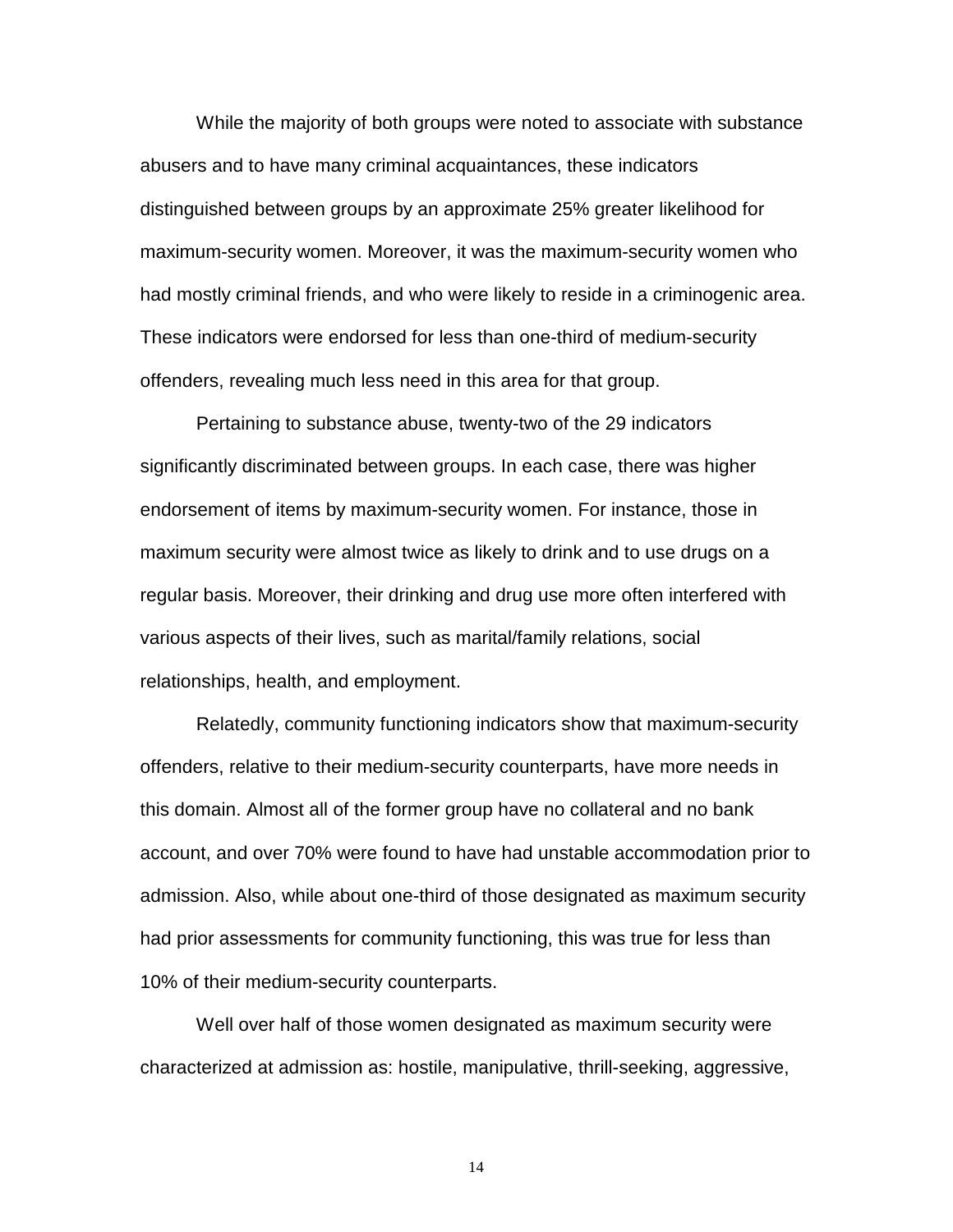While the majority of both groups were noted to associate with substance abusers and to have many criminal acquaintances, these indicators distinguished between groups by an approximate 25% greater likelihood for maximum-security women. Moreover, it was the maximum-security women who had mostly criminal friends, and who were likely to reside in a criminogenic area. These indicators were endorsed for less than one-third of medium-security offenders, revealing much less need in this area for that group.

Pertaining to substance abuse, twenty-two of the 29 indicators significantly discriminated between groups. In each case, there was higher endorsement of items by maximum-security women. For instance, those in maximum security were almost twice as likely to drink and to use drugs on a regular basis. Moreover, their drinking and drug use more often interfered with various aspects of their lives, such as marital/family relations, social relationships, health, and employment.

Relatedly, community functioning indicators show that maximum-security offenders, relative to their medium-security counterparts, have more needs in this domain. Almost all of the former group have no collateral and no bank account, and over 70% were found to have had unstable accommodation prior to admission. Also, while about one-third of those designated as maximum security had prior assessments for community functioning, this was true for less than 10% of their medium-security counterparts.

Well over half of those women designated as maximum security were characterized at admission as: hostile, manipulative, thrill-seeking, aggressive,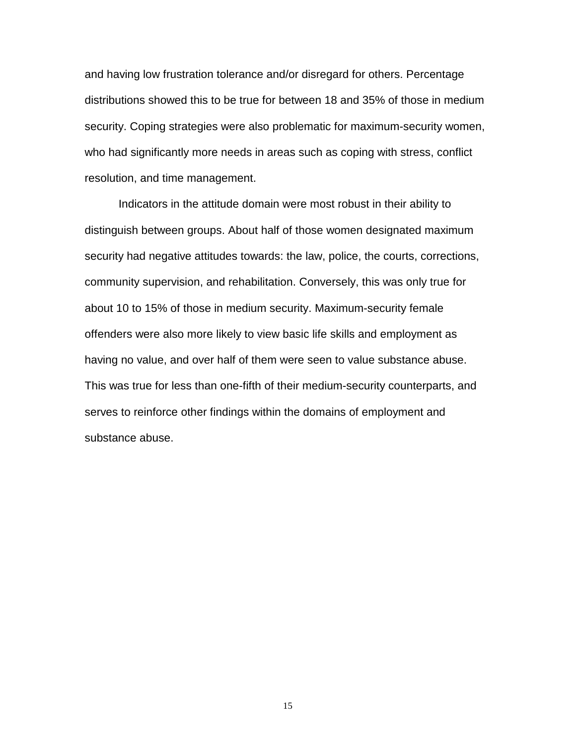and having low frustration tolerance and/or disregard for others. Percentage distributions showed this to be true for between 18 and 35% of those in medium security. Coping strategies were also problematic for maximum-security women, who had significantly more needs in areas such as coping with stress, conflict resolution, and time management.

Indicators in the attitude domain were most robust in their ability to distinguish between groups. About half of those women designated maximum security had negative attitudes towards: the law, police, the courts, corrections, community supervision, and rehabilitation. Conversely, this was only true for about 10 to 15% of those in medium security. Maximum-security female offenders were also more likely to view basic life skills and employment as having no value, and over half of them were seen to value substance abuse. This was true for less than one-fifth of their medium-security counterparts, and serves to reinforce other findings within the domains of employment and substance abuse.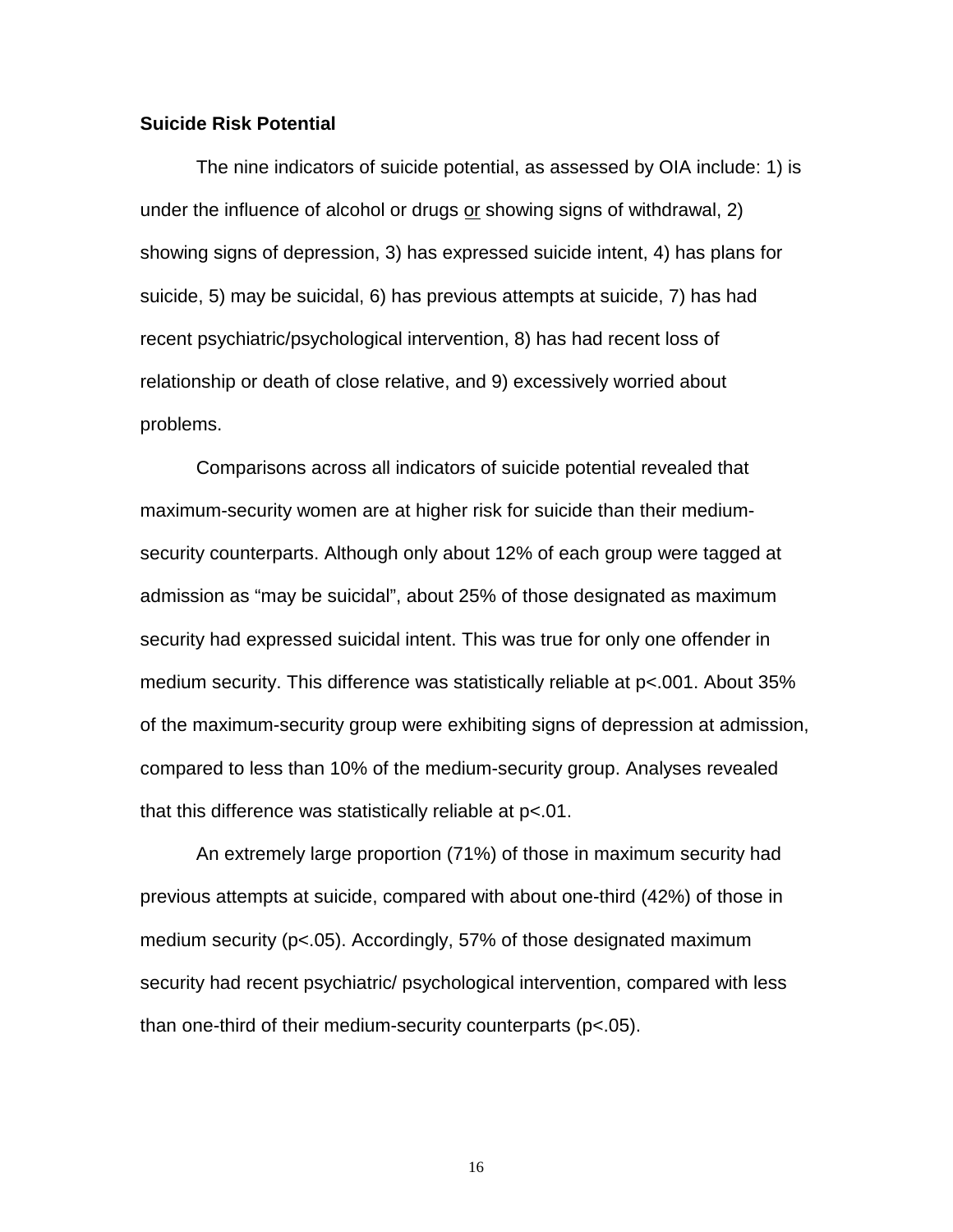### Suicide Risk Potential

The nine indicators of suicide potential, as assessed by OIA include: 1) is under the influence of alcohol or drugs <u>or</u> showing signs of withdrawal, 2) showing signs of depression, 3) has expressed suicide intent, 4) has plans for suicide, 5) may be suicidal, 6) has previous attempts at suicide, 7) has had recent psychiatric/psychological intervention, 8) has had recent loss of relationship or death of close relative, and 9) excessively worried about problems.

Comparisons across all indicators of suicide potential revealed that maximum-security women are at higher risk for suicide than their medium-security counterparts. Although only about 12% of each group were tagged at admission as “may be suicidal”, about 25% of those designated as maximum security had expressed suicidal intent. This was true for only one offender in medium security. This difference was statistically reliable at $p<.001$. About 35% of the maximum-security group were exhibiting signs of depression at admission, compared to less than 10% of the medium-security group. Analyses revealed that this difference was statistically reliable at $p<.01$.

An extremely large proportion (71%) of those in maximum security had previous attempts at suicide, compared with about one-third (42%) of those in medium security ($p<.05$). Accordingly, 57% of those designated maximum security had recent psychiatric/ psychological intervention, compared with less than one-third of their medium-security counterparts ($p<.05$).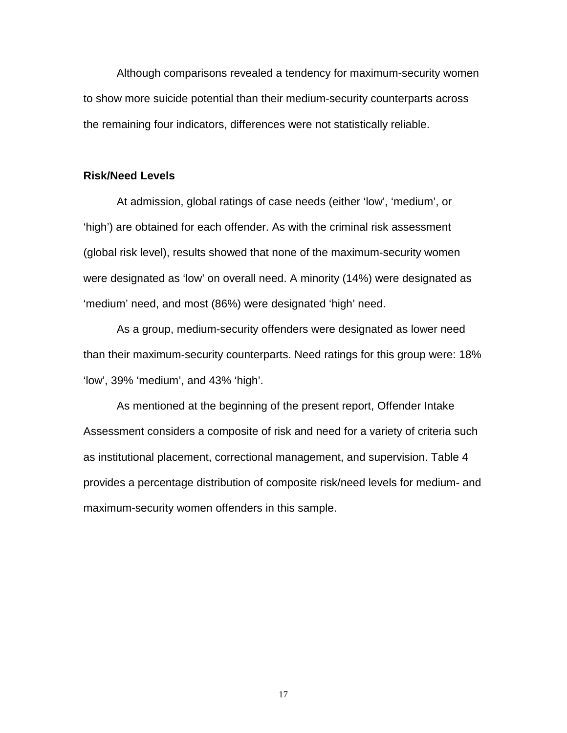Although comparisons revealed a tendency for maximum-security women to show more suicide potential than their medium-security counterparts across the remaining four indicators, differences were not statistically reliable.

**Risk/Need Levels**

At admission, global ratings of case needs (either 'low', 'medium', or 'high') are obtained for each offender. As with the criminal risk assessment (global risk level), results showed that none of the maximum-security women were designated as 'low' on overall need. A minority (14%) were designated as 'medium' need, and most (86%) were designated 'high' need.

As a group, medium-security offenders were designated as lower need than their maximum-security counterparts. Need ratings for this group were: 18% 'low', 39% 'medium', and 43% 'high'.

As mentioned at the beginning of the present report, Offender Intake Assessment considers a composite of risk and need for a variety of criteria such as institutional placement, correctional management, and supervision. Table 4 provides a percentage distribution of composite risk/need levels for medium- and maximum-security women offenders in this sample.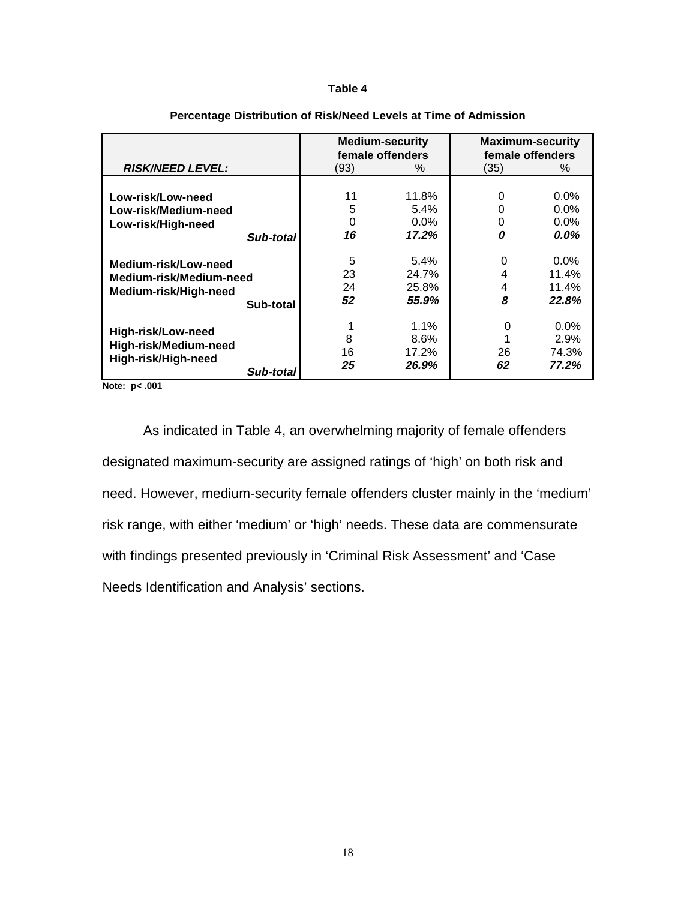**Table 4**

**Percentage Distribution of Risk/Need Levels at Time of Admission**

| ***RISK/NEED LEVEL:*** | **Medium-security female offenders** (93) | % | **Maximum-security female offenders** (35) | % |
|---|---|---|---|---|
| **Low-risk/Low-need** | 11 | 11.8% | 0 | 0.0% |
| **Low-risk/Medium-need** | 5 | 5.4% | 0 | 0.0% |
| **Low-risk/High-need** | 0 | 0.0% | 0 | 0.0% |
| ***Sub-total*** | ***16*** | ***17.2%*** | ***0*** | ***0.0%*** |
| **Medium-risk/Low-need** | 5 | 5.4% | 0 | 0.0% |
| **Medium-risk/Medium-need** | 23 | 24.7% | 4 | 11.4% |
| **Medium-risk/High-need** | 24 | 25.8% | 4 | 11.4% |
| **Sub-total** | ***52*** | ***55.9%*** | ***8*** | ***22.8%*** |
| **High-risk/Low-need** | 1 | 1.1% | 0 | 0.0% |
| **High-risk/Medium-need** | 8 | 8.6% | 1 | 2.9% |
| **High-risk/High-need** | 16 | 17.2% | 26 | 74.3% |
| ***Sub-total*** | ***25*** | ***26.9%*** | ***62*** | ***77.2%*** |

**Note: $p < .001$**

As indicated in Table 4, an overwhelming majority of female offenders designated maximum-security are assigned ratings of 'high' on both risk and need. However, medium-security female offenders cluster mainly in the 'medium' risk range, with either 'medium' or 'high' needs. These data are commensurate with findings presented previously in 'Criminal Risk Assessment' and 'Case Needs Identification and Analysis' sections.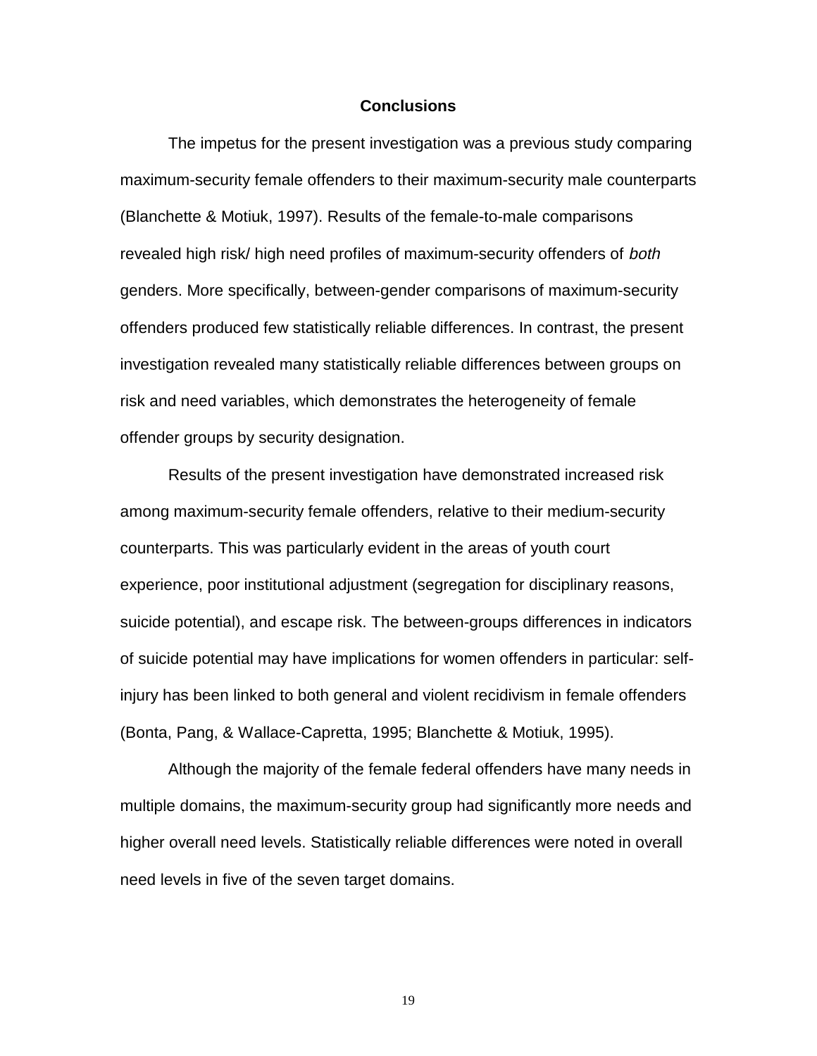## Conclusions

The impetus for the present investigation was a previous study comparing maximum-security female offenders to their maximum-security male counterparts (Blanchette & Motiuk, 1997). Results of the female-to-male comparisons revealed high risk/ high need profiles of maximum-security offenders of *both* genders. More specifically, between-gender comparisons of maximum-security offenders produced few statistically reliable differences. In contrast, the present investigation revealed many statistically reliable differences between groups on risk and need variables, which demonstrates the heterogeneity of female offender groups by security designation.

Results of the present investigation have demonstrated increased risk among maximum-security female offenders, relative to their medium-security counterparts. This was particularly evident in the areas of youth court experience, poor institutional adjustment (segregation for disciplinary reasons, suicide potential), and escape risk. The between-groups differences in indicators of suicide potential may have implications for women offenders in particular: self-injury has been linked to both general and violent recidivism in female offenders (Bonta, Pang, & Wallace-Capretta, 1995; Blanchette & Motiuk, 1995).

Although the majority of the female federal offenders have many needs in multiple domains, the maximum-security group had significantly more needs and higher overall need levels. Statistically reliable differences were noted in overall need levels in five of the seven target domains.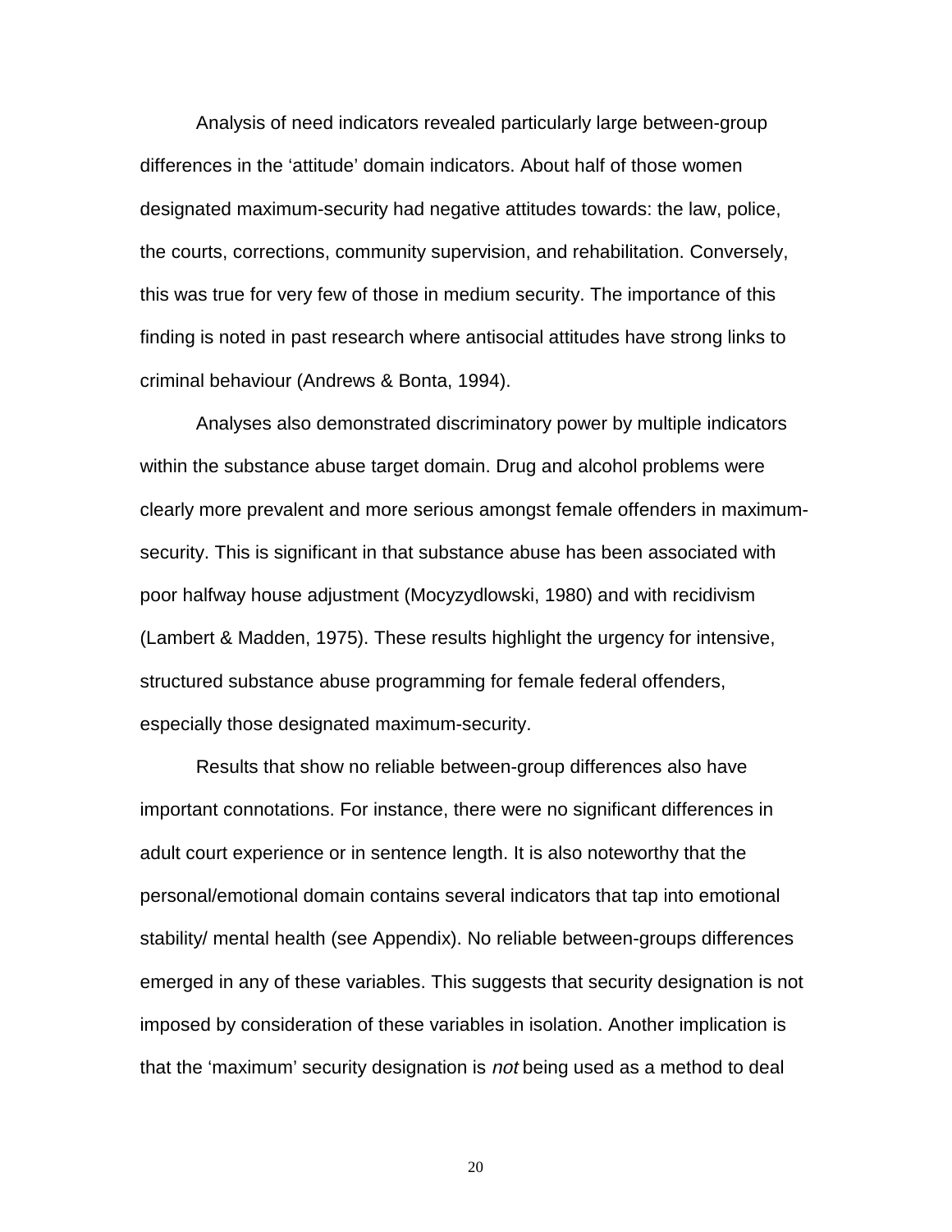Analysis of need indicators revealed particularly large between-group differences in the 'attitude' domain indicators. About half of those women designated maximum-security had negative attitudes towards: the law, police, the courts, corrections, community supervision, and rehabilitation. Conversely, this was true for very few of those in medium security. The importance of this finding is noted in past research where antisocial attitudes have strong links to criminal behaviour (Andrews & Bonta, 1994).

Analyses also demonstrated discriminatory power by multiple indicators within the substance abuse target domain. Drug and alcohol problems were clearly more prevalent and more serious amongst female offenders in maximum-security. This is significant in that substance abuse has been associated with poor halfway house adjustment (Mocyzydlowski, 1980) and with recidivism (Lambert & Madden, 1975). These results highlight the urgency for intensive, structured substance abuse programming for female federal offenders, especially those designated maximum-security.

Results that show no reliable between-group differences also have important connotations. For instance, there were no significant differences in adult court experience or in sentence length. It is also noteworthy that the personal/emotional domain contains several indicators that tap into emotional stability/ mental health (see Appendix). No reliable between-groups differences emerged in any of these variables. This suggests that security designation is not imposed by consideration of these variables in isolation. Another implication is that the 'maximum' security designation is *not* being used as a method to deal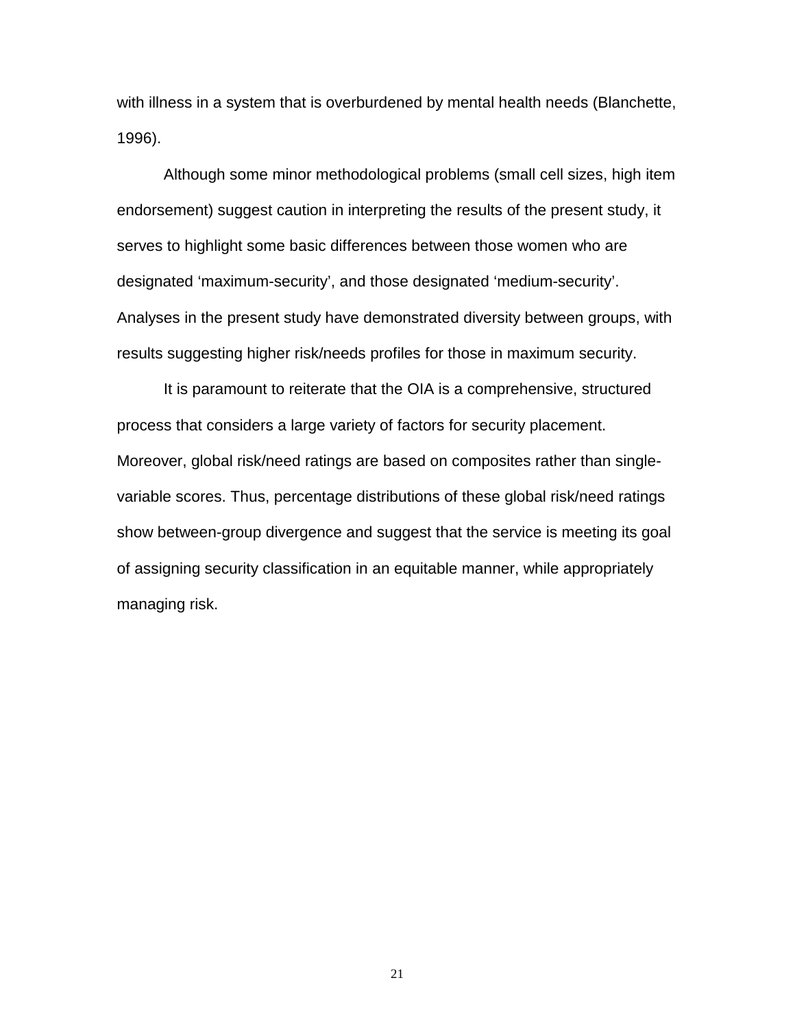with illness in a system that is overburdened by mental health needs (Blanchette, 1996).

Although some minor methodological problems (small cell sizes, high item endorsement) suggest caution in interpreting the results of the present study, it serves to highlight some basic differences between those women who are designated ‘maximum-security’, and those designated ‘medium-security’. Analyses in the present study have demonstrated diversity between groups, with results suggesting higher risk/needs profiles for those in maximum security.

It is paramount to reiterate that the OIA is a comprehensive, structured process that considers a large variety of factors for security placement. Moreover, global risk/need ratings are based on composites rather than single-variable scores. Thus, percentage distributions of these global risk/need ratings show between-group divergence and suggest that the service is meeting its goal of assigning security classification in an equitable manner, while appropriately managing risk.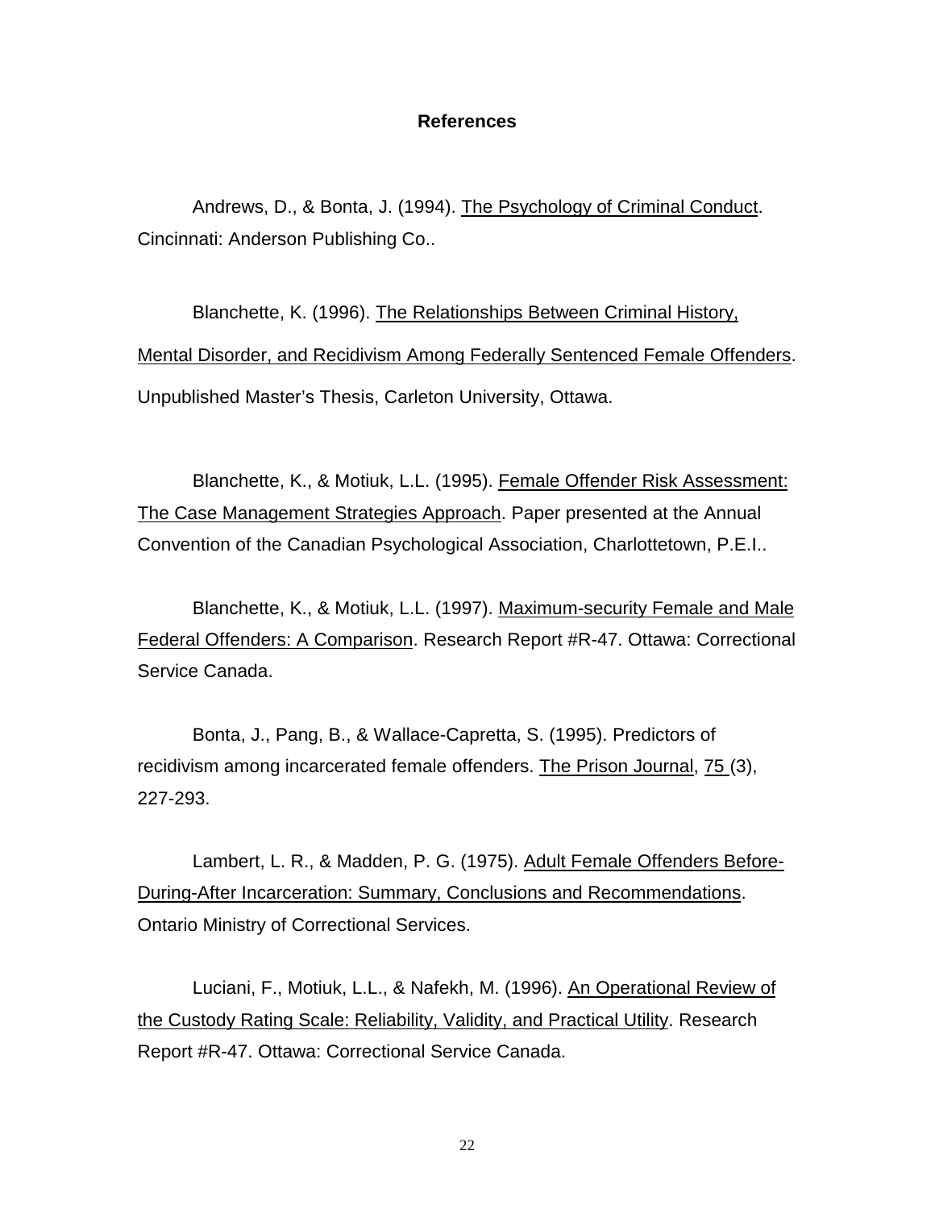# References

Andrews, D., & Bonta, J. (1994). The Psychology of Criminal Conduct. Cincinnati: Anderson Publishing Co..

Blanchette, K. (1996). The Relationships Between Criminal History, Mental Disorder, and Recidivism Among Federally Sentenced Female Offenders. Unpublished Master's Thesis, Carleton University, Ottawa.

Blanchette, K., & Motiuk, L.L. (1995). Female Offender Risk Assessment: The Case Management Strategies Approach. Paper presented at the Annual Convention of the Canadian Psychological Association, Charlottetown, P.E.I..

Blanchette, K., & Motiuk, L.L. (1997). Maximum-security Female and Male Federal Offenders: A Comparison. Research Report #R-47. Ottawa: Correctional Service Canada.

Bonta, J., Pang, B., & Wallace-Capretta, S. (1995). Predictors of recidivism among incarcerated female offenders. The Prison Journal, 75 (3), 227-293.

Lambert, L. R., & Madden, P. G. (1975). Adult Female Offenders Before-During-After Incarceration: Summary, Conclusions and Recommendations. Ontario Ministry of Correctional Services.

Luciani, F., Motiuk, L.L., & Nafekh, M. (1996). An Operational Review of the Custody Rating Scale: Reliability, Validity, and Practical Utility. Research Report #R-47. Ottawa: Correctional Service Canada.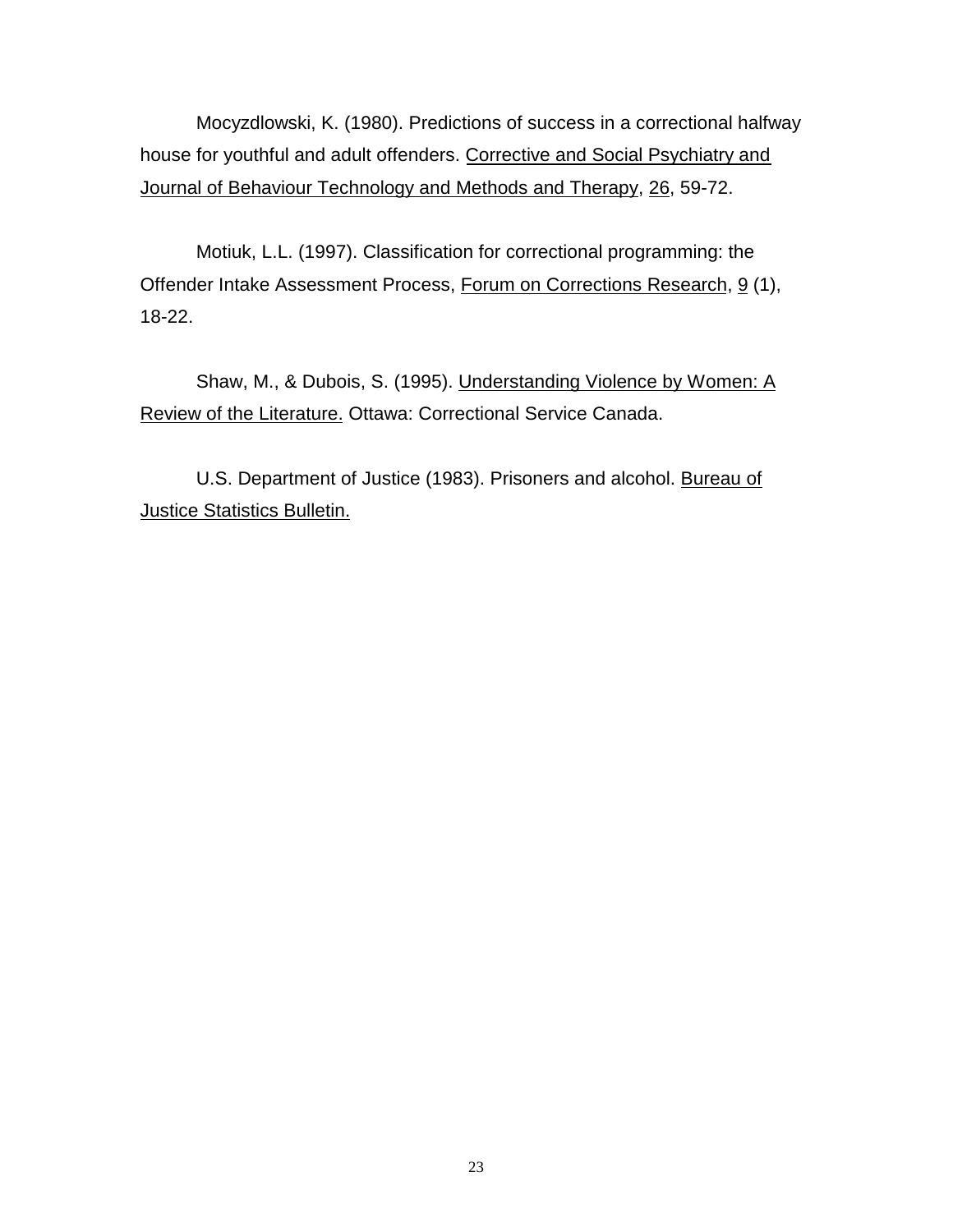Mocyzdlowski, K. (1980). Predictions of success in a correctional halfway house for youthful and adult offenders. Corrective and Social Psychiatry and Journal of Behaviour Technology and Methods and Therapy, 26, 59-72.

Motiuk, L.L. (1997). Classification for correctional programming: the Offender Intake Assessment Process, Forum on Corrections Research, 9 (1), 18-22.

Shaw, M., & Dubois, S. (1995). Understanding Violence by Women: A Review of the Literature. Ottawa: Correctional Service Canada.

U.S. Department of Justice (1983). Prisoners and alcohol. Bureau of Justice Statistics Bulletin.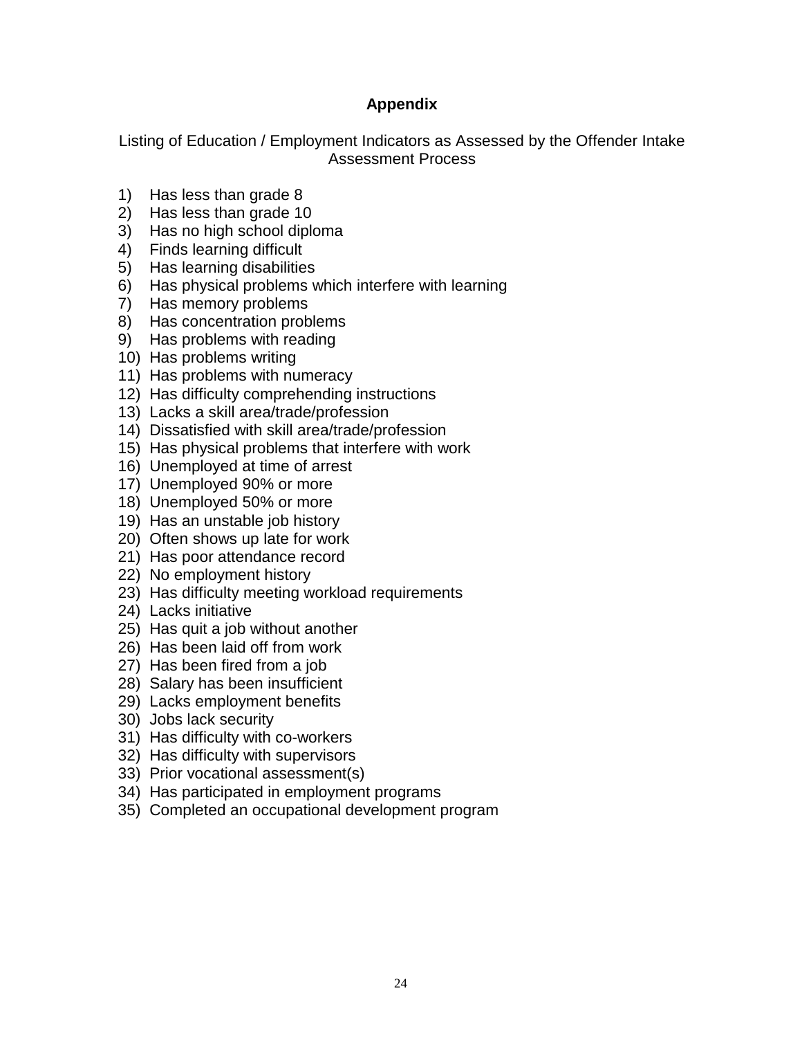## Appendix

Listing of Education / Employment Indicators as Assessed by the Offender Intake Assessment Process

1) Has less than grade 8
2) Has less than grade 10
3) Has no high school diploma
4) Finds learning difficult
5) Has learning disabilities
6) Has physical problems which interfere with learning
7) Has memory problems
8) Has concentration problems
9) Has problems with reading
10) Has problems writing
11) Has problems with numeracy
12) Has difficulty comprehending instructions
13) Lacks a skill area/trade/profession
14) Dissatisfied with skill area/trade/profession
15) Has physical problems that interfere with work
16) Unemployed at time of arrest
17) Unemployed 90% or more
18) Unemployed 50% or more
19) Has an unstable job history
20) Often shows up late for work
21) Has poor attendance record
22) No employment history
23) Has difficulty meeting workload requirements
24) Lacks initiative
25) Has quit a job without another
26) Has been laid off from work
27) Has been fired from a job
28) Salary has been insufficient
29) Lacks employment benefits
30) Jobs lack security
31) Has difficulty with co-workers
32) Has difficulty with supervisors
33) Prior vocational assessment(s)
34) Has participated in employment programs
35) Completed an occupational development program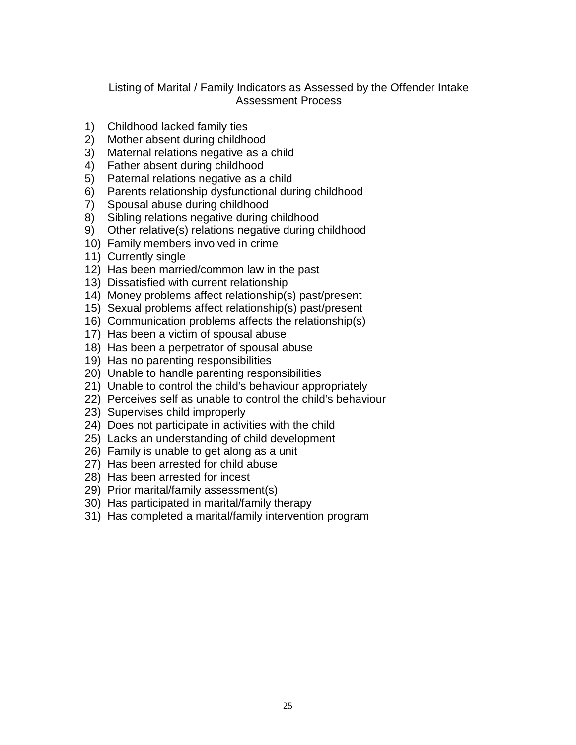Listing of Marital / Family Indicators as Assessed by the Offender Intake Assessment Process

1) Childhood lacked family ties
2) Mother absent during childhood
3) Maternal relations negative as a child
4) Father absent during childhood
5) Paternal relations negative as a child
6) Parents relationship dysfunctional during childhood
7) Spousal abuse during childhood
8) Sibling relations negative during childhood
9) Other relative(s) relations negative during childhood
10) Family members involved in crime
11) Currently single
12) Has been married/common law in the past
13) Dissatisfied with current relationship
14) Money problems affect relationship(s) past/present
15) Sexual problems affect relationship(s) past/present
16) Communication problems affects the relationship(s)
17) Has been a victim of spousal abuse
18) Has been a perpetrator of spousal abuse
19) Has no parenting responsibilities
20) Unable to handle parenting responsibilities
21) Unable to control the child's behaviour appropriately
22) Perceives self as unable to control the child's behaviour
23) Supervises child improperly
24) Does not participate in activities with the child
25) Lacks an understanding of child development
26) Family is unable to get along as a unit
27) Has been arrested for child abuse
28) Has been arrested for incest
29) Prior marital/family assessment(s)
30) Has participated in marital/family therapy
31) Has completed a marital/family intervention program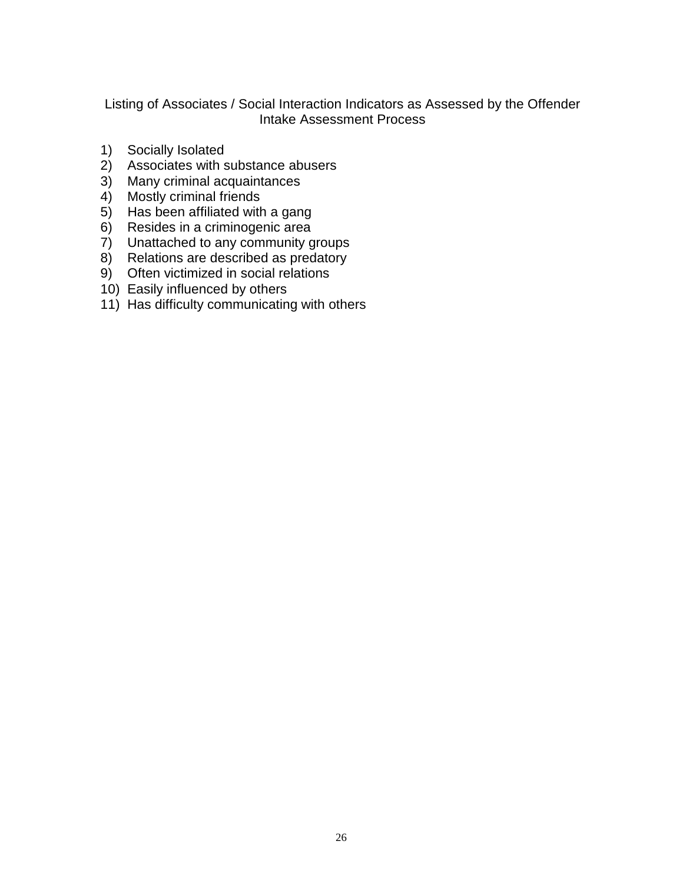Listing of Associates / Social Interaction Indicators as Assessed by the Offender Intake Assessment Process

1) Socially Isolated
2) Associates with substance abusers
3) Many criminal acquaintances
4) Mostly criminal friends
5) Has been affiliated with a gang
6) Resides in a criminogenic area
7) Unattached to any community groups
8) Relations are described as predatory
9) Often victimized in social relations
10) Easily influenced by others
11) Has difficulty communicating with others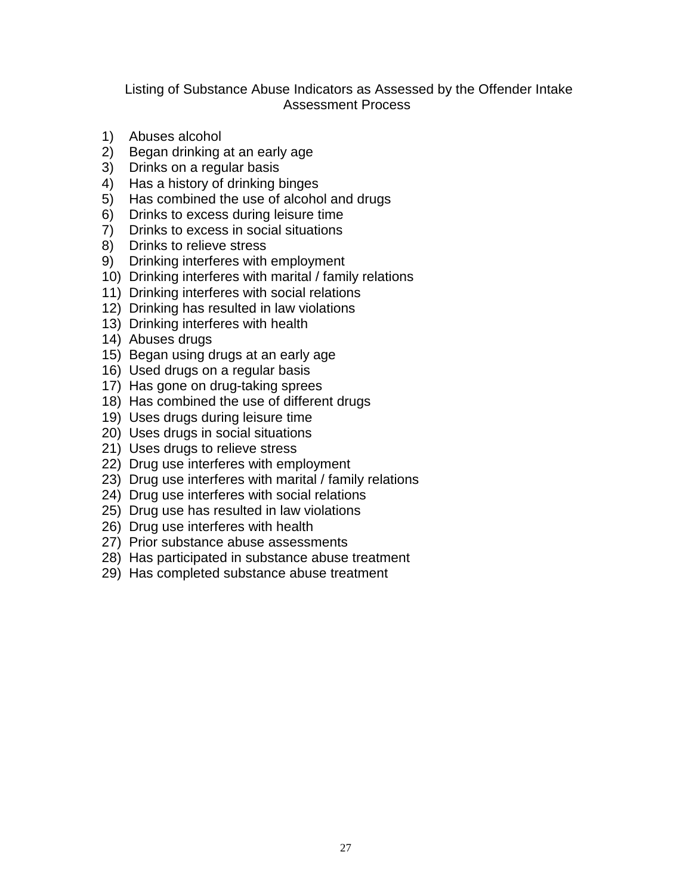Listing of Substance Abuse Indicators as Assessed by the Offender Intake Assessment Process

1) Abuses alcohol
2) Began drinking at an early age
3) Drinks on a regular basis
4) Has a history of drinking binges
5) Has combined the use of alcohol and drugs
6) Drinks to excess during leisure time
7) Drinks to excess in social situations
8) Drinks to relieve stress
9) Drinking interferes with employment
10) Drinking interferes with marital / family relations
11) Drinking interferes with social relations
12) Drinking has resulted in law violations
13) Drinking interferes with health
14) Abuses drugs
15) Began using drugs at an early age
16) Used drugs on a regular basis
17) Has gone on drug-taking sprees
18) Has combined the use of different drugs
19) Uses drugs during leisure time
20) Uses drugs in social situations
21) Uses drugs to relieve stress
22) Drug use interferes with employment
23) Drug use interferes with marital / family relations
24) Drug use interferes with social relations
25) Drug use has resulted in law violations
26) Drug use interferes with health
27) Prior substance abuse assessments
28) Has participated in substance abuse treatment
29) Has completed substance abuse treatment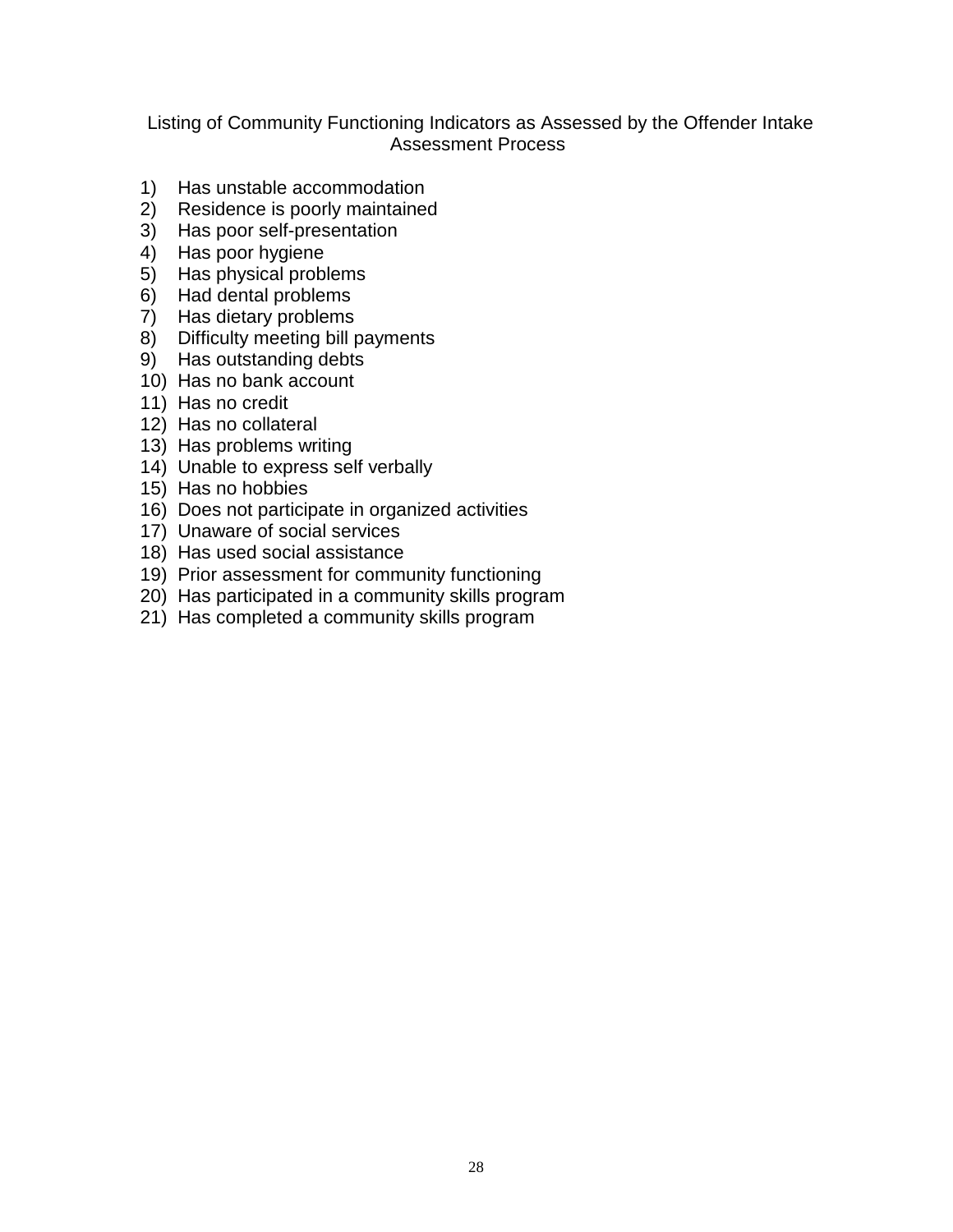## Listing of Community Functioning Indicators as Assessed by the Offender Intake Assessment Process

1) Has unstable accommodation
2) Residence is poorly maintained
3) Has poor self-presentation
4) Has poor hygiene
5) Has physical problems
6) Had dental problems
7) Has dietary problems
8) Difficulty meeting bill payments
9) Has outstanding debts
10) Has no bank account
11) Has no credit
12) Has no collateral
13) Has problems writing
14) Unable to express self verbally
15) Has no hobbies
16) Does not participate in organized activities
17) Unaware of social services
18) Has used social assistance
19) Prior assessment for community functioning
20) Has participated in a community skills program
21) Has completed a community skills program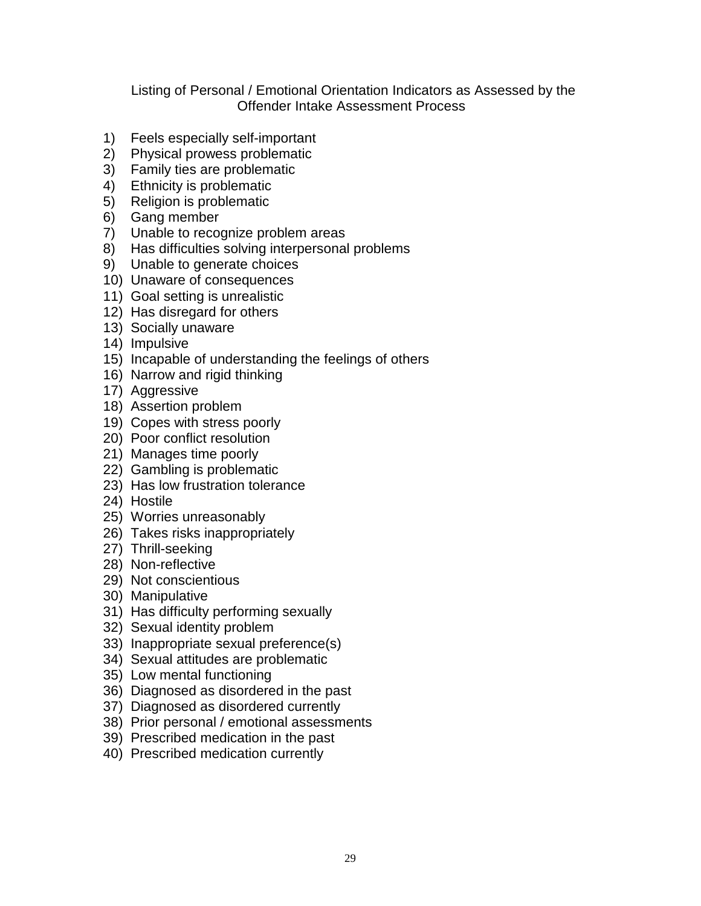Listing of Personal / Emotional Orientation Indicators as Assessed by the Offender Intake Assessment Process

1) Feels especially self-important
2) Physical prowess problematic
3) Family ties are problematic
4) Ethnicity is problematic
5) Religion is problematic
6) Gang member
7) Unable to recognize problem areas
8) Has difficulties solving interpersonal problems
9) Unable to generate choices
10) Unaware of consequences
11) Goal setting is unrealistic
12) Has disregard for others
13) Socially unaware
14) Impulsive
15) Incapable of understanding the feelings of others
16) Narrow and rigid thinking
17) Aggressive
18) Assertion problem
19) Copes with stress poorly
20) Poor conflict resolution
21) Manages time poorly
22) Gambling is problematic
23) Has low frustration tolerance
24) Hostile
25) Worries unreasonably
26) Takes risks inappropriately
27) Thrill-seeking
28) Non-reflective
29) Not conscientious
30) Manipulative
31) Has difficulty performing sexually
32) Sexual identity problem
33) Inappropriate sexual preference(s)
34) Sexual attitudes are problematic
35) Low mental functioning
36) Diagnosed as disordered in the past
37) Diagnosed as disordered currently
38) Prior personal / emotional assessments
39) Prescribed medication in the past
40) Prescribed medication currently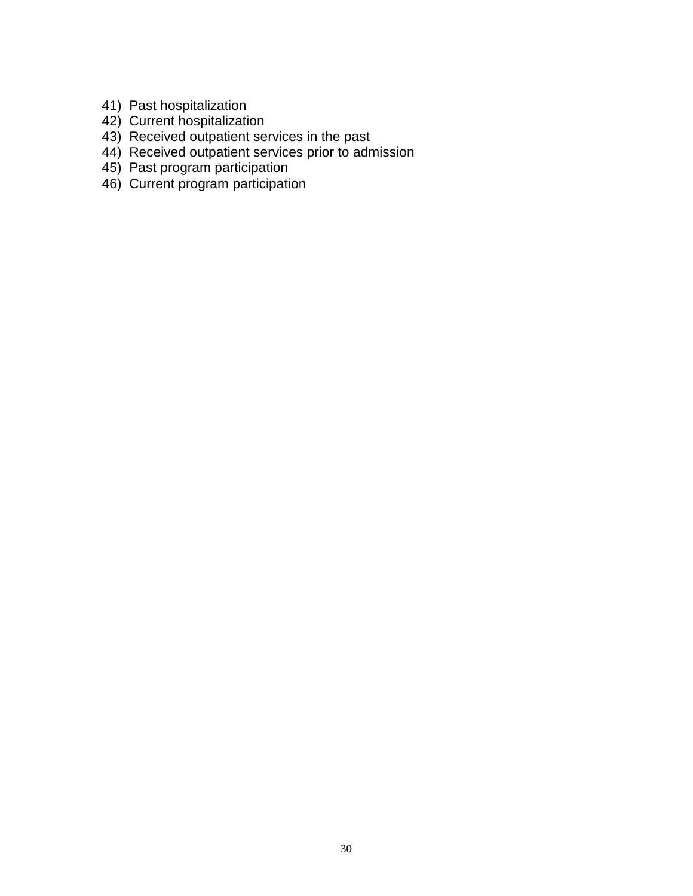41) Past hospitalization
42) Current hospitalization
43) Received outpatient services in the past
44) Received outpatient services prior to admission
45) Past program participation
46) Current program participation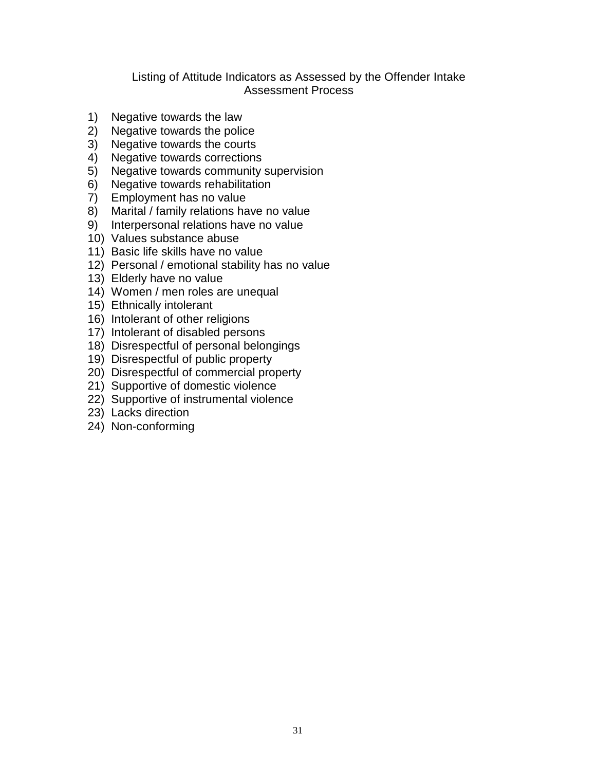## Listing of Attitude Indicators as Assessed by the Offender Intake Assessment Process

1) Negative towards the law
2) Negative towards the police
3) Negative towards the courts
4) Negative towards corrections
5) Negative towards community supervision
6) Negative towards rehabilitation
7) Employment has no value
8) Marital / family relations have no value
9) Interpersonal relations have no value
10) Values substance abuse
11) Basic life skills have no value
12) Personal / emotional stability has no value
13) Elderly have no value
14) Women / men roles are unequal
15) Ethnically intolerant
16) Intolerant of other religions
17) Intolerant of disabled persons
18) Disrespectful of personal belongings
19) Disrespectful of public property
20) Disrespectful of commercial property
21) Supportive of domestic violence
22) Supportive of instrumental violence
23) Lacks direction
24) Non-conforming